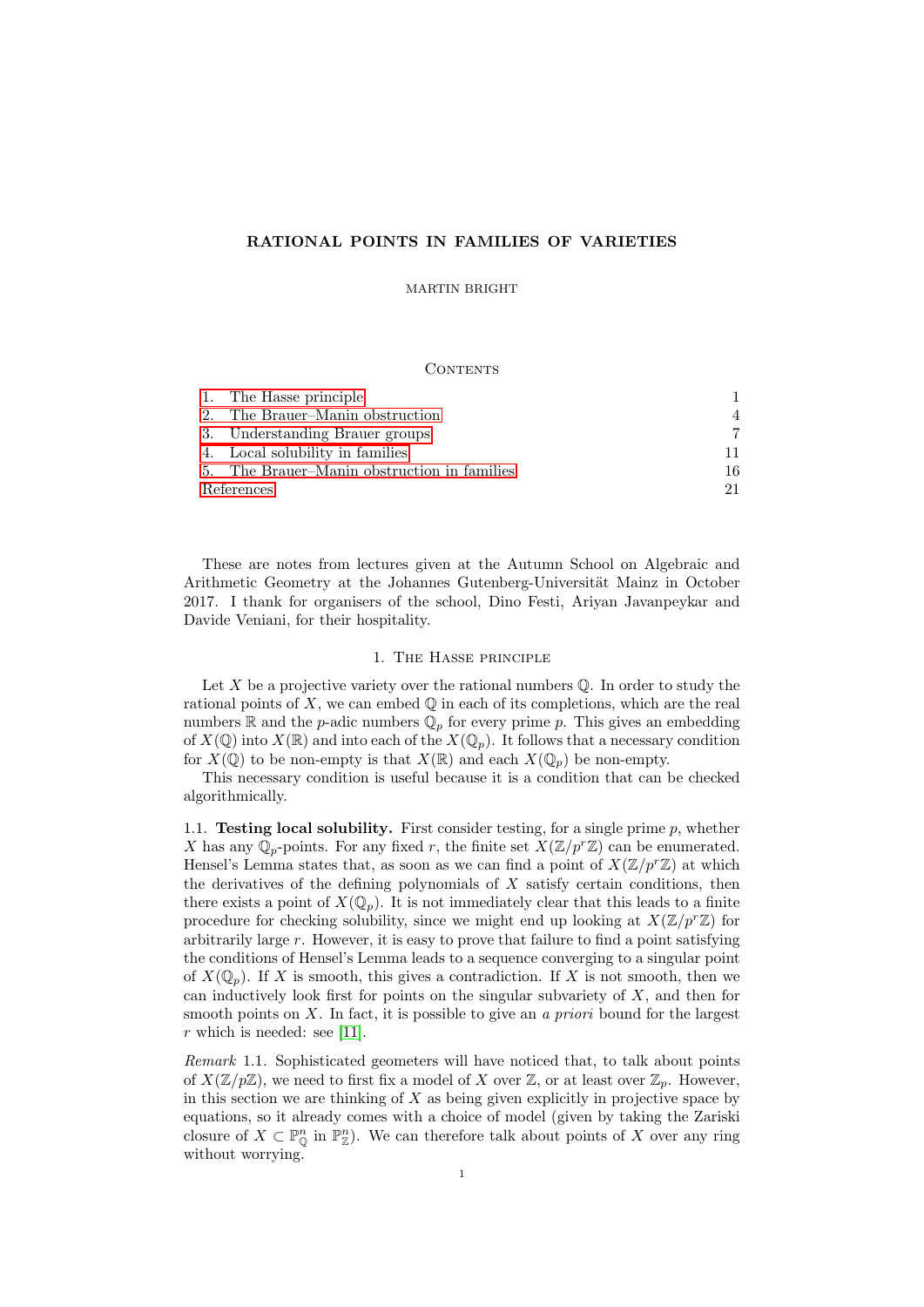# RATIONAL POINTS IN FAMILIES OF VARIETIES

MARTIN BRIGHT

## Contents

| | |
|---|---|
| 1. The Hasse principle | 1 |
| 2. The Brauer–Manin obstruction | 4 |
| 3. Understanding Brauer groups | 7 |
| 4. Local solubility in families | 11 |
| 5. The Brauer–Manin obstruction in families | 16 |
| References | 21 |

These are notes from lectures given at the Autumn School on Algebraic and Arithmetic Geometry at the Johannes Gutenberg-Universität Mainz in October 2017. I thank for organisers of the school, Dino Festi, Ariyan Javanpeykar and Davide Veniani, for their hospitality.

## 1. The Hasse principle

Let $X$ be a projective variety over the rational numbers $\mathbb{Q}$. In order to study the rational points of $X$, we can embed $\mathbb{Q}$ in each of its completions, which are the real numbers $\mathbb{R}$ and the $p$-adic numbers $\mathbb{Q}_p$ for every prime $p$. This gives an embedding of $X(\mathbb{Q})$ into $X(\mathbb{R})$ and into each of the $X(\mathbb{Q}_p)$. It follows that a necessary condition for $X(\mathbb{Q})$ to be non-empty is that $X(\mathbb{R})$ and each $X(\mathbb{Q}_p)$ be non-empty.

This necessary condition is useful because it is a condition that can be checked algorithmically.

1.1. **Testing local solubility.** First consider testing, for a single prime $p$, whether $X$ has any $\mathbb{Q}_p$-points. For any fixed $r$, the finite set $X(\mathbb{Z}/p^r\mathbb{Z})$ can be enumerated. Hensel's Lemma states that, as soon as we can find a point of $X(\mathbb{Z}/p^r\mathbb{Z})$ at which the derivatives of the defining polynomials of $X$ satisfy certain conditions, then there exists a point of $X(\mathbb{Q}_p)$. It is not immediately clear that this leads to a finite procedure for checking solubility, since we might end up looking at $X(\mathbb{Z}/p^r\mathbb{Z})$ for arbitrarily large $r$. However, it is easy to prove that failure to find a point satisfying the conditions of Hensel's Lemma leads to a sequence converging to a singular point of $X(\mathbb{Q}_p)$. If $X$ is smooth, this gives a contradiction. If $X$ is not smooth, then we can inductively look first for points on the singular subvariety of $X$, and then for smooth points on $X$. In fact, it is possible to give an *a priori* bound for the largest $r$ which is needed: see [11].

*Remark* 1.1. Sophisticated geometers will have noticed that, to talk about points of $X(\mathbb{Z}/p\mathbb{Z})$, we need to first fix a model of $X$ over $\mathbb{Z}$, or at least over $\mathbb{Z}_p$. However, in this section we are thinking of $X$ as being given explicitly in projective space by equations, so it already comes with a choice of model (given by taking the Zariski closure of $X \subset \mathbb{P}^n_{\mathbb{Q}}$ in $\mathbb{P}^n_{\mathbb{Z}}$). We can therefore talk about points of $X$ over any ring without worrying.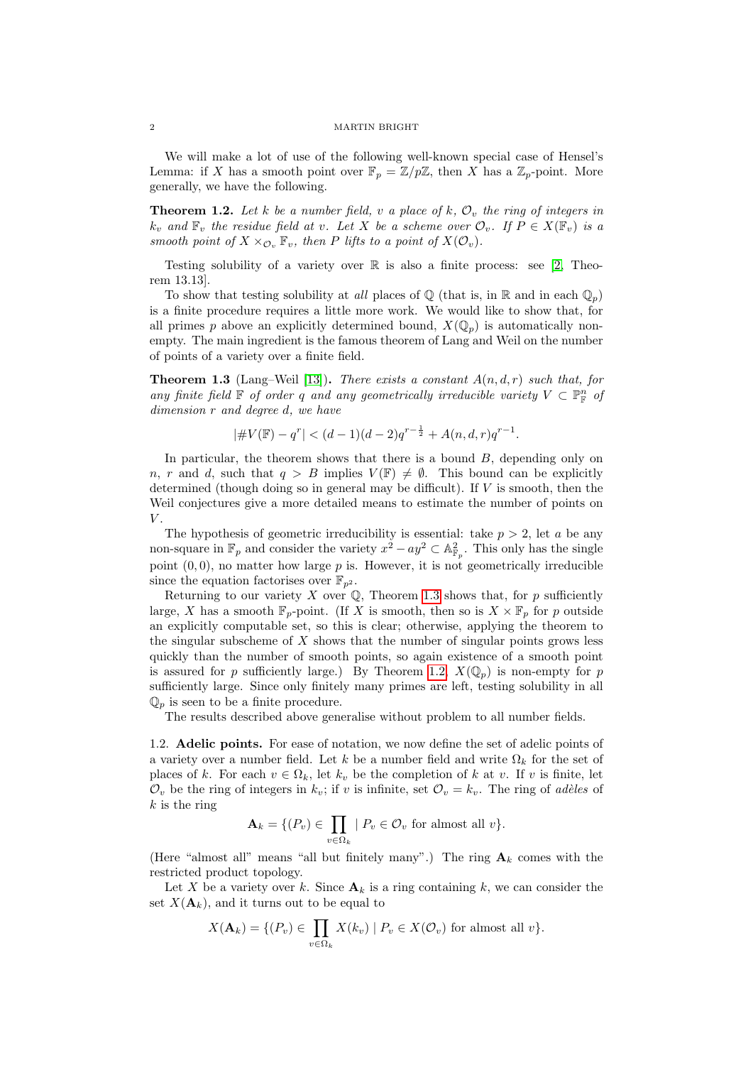We will make a lot of use of the following well-known special case of Hensel's Lemma: if $X$ has a smooth point over $\mathbb{F}_p = \mathbb{Z}/p\mathbb{Z}$, then $X$ has a $\mathbb{Z}_p$-point. More generally, we have the following.

**Theorem 1.2.** *Let $k$ be a number field, $v$ a place of $k$, $\mathcal{O}_v$ the ring of integers in $k_v$ and $\mathbb{F}_v$ the residue field at $v$. Let $X$ be a scheme over $\mathcal{O}_v$. If $P \in X(\mathbb{F}_v)$ is a smooth point of $X \times_{\mathcal{O}_v} \mathbb{F}_v$, then $P$ lifts to a point of $X(\mathcal{O}_v)$.*

Testing solubility of a variety over $\mathbb{R}$ is also a finite process: see [2, Theorem 13.13].

To show that testing solubility at *all* places of $\mathbb{Q}$ (that is, in $\mathbb{R}$ and in each $\mathbb{Q}_p$) is a finite procedure requires a little more work. We would like to show that, for all primes $p$ above an explicitly determined bound, $X(\mathbb{Q}_p)$ is automatically non-empty. The main ingredient is the famous theorem of Lang and Weil on the number of points of a variety over a finite field.

**Theorem 1.3** (Lang–Weil [13])**.** *There exists a constant $A(n,d,r)$ such that, for any finite field $\mathbb{F}$ of order $q$ and any geometrically irreducible variety $V \subset \mathbb{P}^n_{\mathbb{F}}$ of dimension $r$ and degree $d$, we have*

$$|\#V(\mathbb{F}) - q^r| < (d-1)(d-2)q^{r-\frac{1}{2}} + A(n,d,r)q^{r-1}.$$

In particular, the theorem shows that there is a bound $B$, depending only on $n$, $r$ and $d$, such that $q > B$ implies $V(\mathbb{F}) \neq \emptyset$. This bound can be explicitly determined (though doing so in general may be difficult). If $V$ is smooth, then the Weil conjectures give a more detailed means to estimate the number of points on $V$.

The hypothesis of geometric irreducibility is essential: take $p > 2$, let $a$ be any non-square in $\mathbb{F}_p$ and consider the variety $x^2 - ay^2 \subset \mathbb{A}^2_{\mathbb{F}_p}$. This only has the single point $(0,0)$, no matter how large $p$ is. However, it is not geometrically irreducible since the equation factorises over $\mathbb{F}_{p^2}$.

Returning to our variety $X$ over $\mathbb{Q}$, Theorem 1.3 shows that, for $p$ sufficiently large, $X$ has a smooth $\mathbb{F}_p$-point. (If $X$ is smooth, then so is $X \times \mathbb{F}_p$ for $p$ outside an explicitly computable set, so this is clear; otherwise, applying the theorem to the singular subscheme of $X$ shows that the number of singular points grows less quickly than the number of smooth points, so again existence of a smooth point is assured for $p$ sufficiently large.) By Theorem 1.2, $X(\mathbb{Q}_p)$ is non-empty for $p$ sufficiently large. Since only finitely many primes are left, testing solubility in all $\mathbb{Q}_p$ is seen to be a finite procedure.

The results described above generalise without problem to all number fields.

1.2. **Adelic points.** For ease of notation, we now define the set of adelic points of a variety over a number field. Let $k$ be a number field and write $\Omega_k$ for the set of places of $k$. For each $v \in \Omega_k$, let $k_v$ be the completion of $k$ at $v$. If $v$ is finite, let $\mathcal{O}_v$ be the ring of integers in $k_v$; if $v$ is infinite, set $\mathcal{O}_v = k_v$. The ring of *adèles* of $k$ is the ring

$$\mathbf{A}_k = \{(P_v) \in \prod_{v \in \Omega_k} \mid P_v \in \mathcal{O}_v \text{ for almost all } v\}.$$

(Here "almost all" means "all but finitely many".) The ring $\mathbf{A}_k$ comes with the restricted product topology.

Let $X$ be a variety over $k$. Since $\mathbf{A}_k$ is a ring containing $k$, we can consider the set $X(\mathbf{A}_k)$, and it turns out to be equal to

$$X(\mathbf{A}_k) = \{(P_v) \in \prod_{v \in \Omega_k} X(k_v) \mid P_v \in X(\mathcal{O}_v) \text{ for almost all } v\}.$$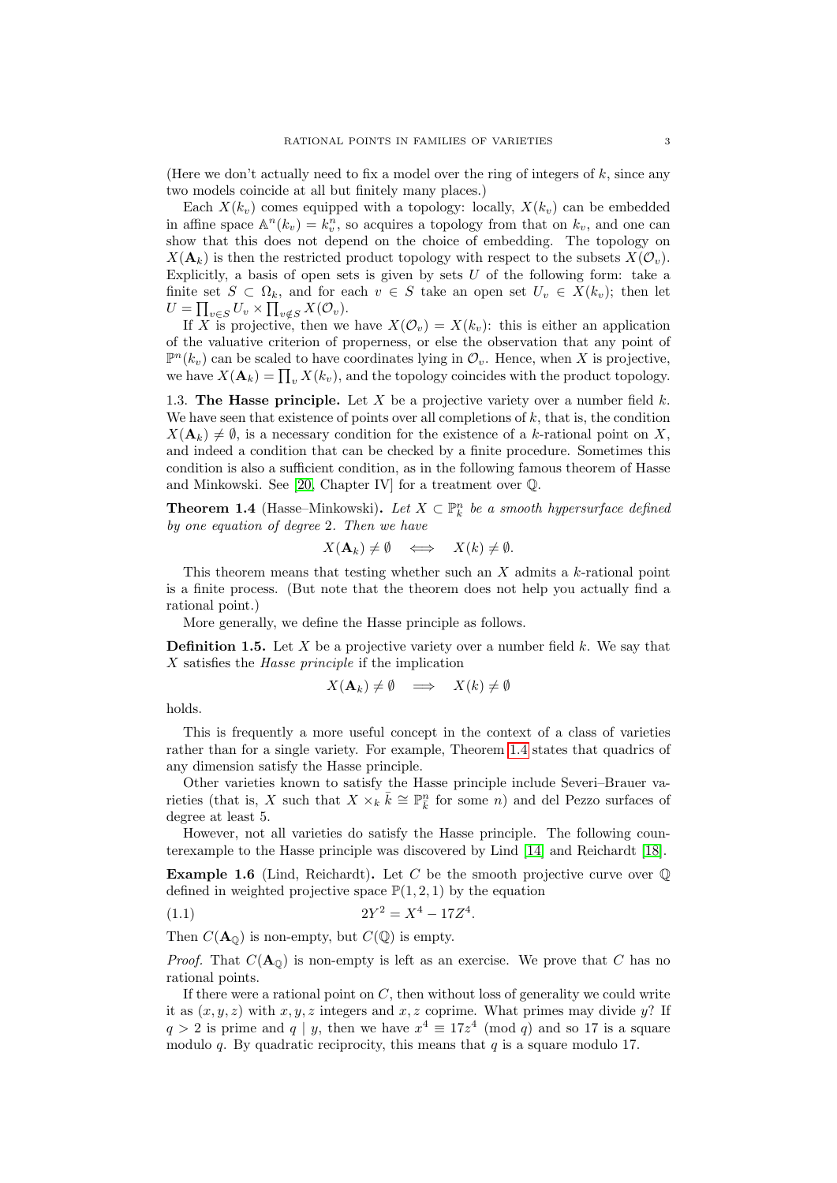(Here we don't actually need to fix a model over the ring of integers of $k$, since any two models coincide at all but finitely many places.)

Each $X(k_v)$ comes equipped with a topology: locally, $X(k_v)$ can be embedded in affine space $\mathbb{A}^n(k_v) = k_v^n$, so acquires a topology from that on $k_v$, and one can show that this does not depend on the choice of embedding. The topology on $X(\mathbf{A}_k)$ is then the restricted product topology with respect to the subsets $X(\mathcal{O}_v)$. Explicitly, a basis of open sets is given by sets $U$ of the following form: take a finite set $S \subset \Omega_k$, and for each $v \in S$ take an open set $U_v \in X(k_v)$; then let $U = \prod_{v \in S} U_v \times \prod_{v \notin S} X(\mathcal{O}_v)$.

If $X$ is projective, then we have $X(\mathcal{O}_v) = X(k_v)$: this is either an application of the valuative criterion of properness, or else the observation that any point of $\mathbb{P}^n(k_v)$ can be scaled to have coordinates lying in $\mathcal{O}_v$. Hence, when $X$ is projective, we have $X(\mathbf{A}_k) = \prod_v X(k_v)$, and the topology coincides with the product topology.

1.3. **The Hasse principle.** Let $X$ be a projective variety over a number field $k$. We have seen that existence of points over all completions of $k$, that is, the condition $X(\mathbf{A}_k) \neq \emptyset$, is a necessary condition for the existence of a $k$-rational point on $X$, and indeed a condition that can be checked by a finite procedure. Sometimes this condition is also a sufficient condition, as in the following famous theorem of Hasse and Minkowski. See [20, Chapter IV] for a treatment over $\mathbb{Q}$.

**Theorem 1.4** (Hasse–Minkowski)**.** *Let $X \subset \mathbb{P}^n_k$ be a smooth hypersurface defined by one equation of degree* 2*. Then we have*

$$X(\mathbf{A}_k) \neq \emptyset \iff X(k) \neq \emptyset.$$

This theorem means that testing whether such an $X$ admits a $k$-rational point is a finite process. (But note that the theorem does not help you actually find a rational point.)

More generally, we define the Hasse principle as follows.

**Definition 1.5.** Let $X$ be a projective variety over a number field $k$. We say that $X$ satisfies the *Hasse principle* if the implication

$$X(\mathbf{A}_k) \neq \emptyset \implies X(k) \neq \emptyset$$

holds.

This is frequently a more useful concept in the context of a class of varieties rather than for a single variety. For example, Theorem 1.4 states that quadrics of any dimension satisfy the Hasse principle.

Other varieties known to satisfy the Hasse principle include Severi–Brauer varieties (that is, $X$ such that $X \times_k \bar{k} \cong \mathbb{P}^n_{\bar{k}}$ for some $n$) and del Pezzo surfaces of degree at least 5.

However, not all varieties do satisfy the Hasse principle. The following counterexample to the Hasse principle was discovered by Lind [14] and Reichardt [18].

**Example 1.6** (Lind, Reichardt)**.** Let $C$ be the smooth projective curve over $\mathbb{Q}$ defined in weighted projective space $\mathbb{P}(1,2,1)$ by the equation

$$2Y^2 = X^4 - 17Z^4. \tag{1.1}$$

Then $C(\mathbf{A}_\mathbb{Q})$ is non-empty, but $C(\mathbb{Q})$ is empty.

*Proof.* That $C(\mathbf{A}_\mathbb{Q})$ is non-empty is left as an exercise. We prove that $C$ has no rational points.

If there were a rational point on $C$, then without loss of generality we could write it as $(x, y, z)$ with $x, y, z$ integers and $x, z$ coprime. What primes may divide $y$? If $q > 2$ is prime and $q \mid y$, then we have $x^4 \equiv 17z^4 \pmod{q}$ and so 17 is a square modulo $q$. By quadratic reciprocity, this means that $q$ is a square modulo 17.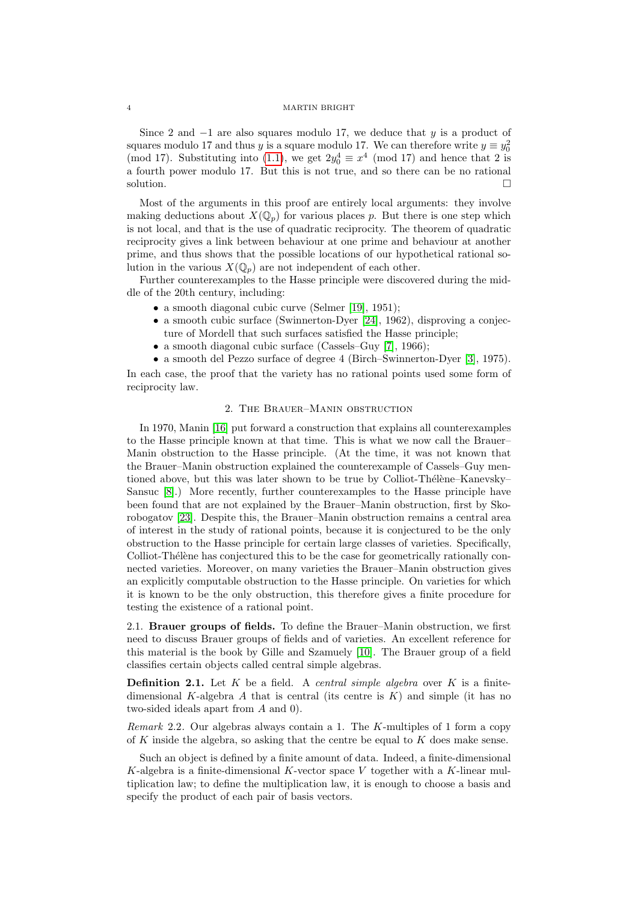Since 2 and $-1$ are also squares modulo 17, we deduce that $y$ is a product of squares modulo 17 and thus $y$ is a square modulo 17. We can therefore write $y \equiv y_0^2 \pmod{17}$. Substituting into (1.1), we get $2y_0^4 \equiv x^4 \pmod{17}$ and hence that 2 is a fourth power modulo 17. But this is not true, and so there can be no rational solution. □

Most of the arguments in this proof are entirely local arguments: they involve making deductions about $X(\mathbb{Q}_p)$ for various places $p$. But there is one step which is not local, and that is the use of quadratic reciprocity. The theorem of quadratic reciprocity gives a link between behaviour at one prime and behaviour at another prime, and thus shows that the possible locations of our hypothetical rational solution in the various $X(\mathbb{Q}_p)$ are not independent of each other.

Further counterexamples to the Hasse principle were discovered during the middle of the 20th century, including:

- a smooth diagonal cubic curve (Selmer [19], 1951);
- a smooth cubic surface (Swinnerton-Dyer [24], 1962), disproving a conjecture of Mordell that such surfaces satisfied the Hasse principle;
- a smooth diagonal cubic surface (Cassels–Guy [7], 1966);
- a smooth del Pezzo surface of degree 4 (Birch–Swinnerton-Dyer [3], 1975).

In each case, the proof that the variety has no rational points used some form of reciprocity law.

## 2. The Brauer–Manin obstruction

In 1970, Manin [16] put forward a construction that explains all counterexamples to the Hasse principle known at that time. This is what we now call the Brauer–Manin obstruction to the Hasse principle. (At the time, it was not known that the Brauer–Manin obstruction explained the counterexample of Cassels–Guy mentioned above, but this was later shown to be true by Colliot-Thélène–Kanevsky–Sansuc [8].) More recently, further counterexamples to the Hasse principle have been found that are not explained by the Brauer–Manin obstruction, first by Skorobogatov [23]. Despite this, the Brauer–Manin obstruction remains a central area of interest in the study of rational points, because it is conjectured to be the only obstruction to the Hasse principle for certain large classes of varieties. Specifically, Colliot-Thélène has conjectured this to be the case for geometrically rationally connected varieties. Moreover, on many varieties the Brauer–Manin obstruction gives an explicitly computable obstruction to the Hasse principle. On varieties for which it is known to be the only obstruction, this therefore gives a finite procedure for testing the existence of a rational point.

### 2.1. Brauer groups of fields.

To define the Brauer–Manin obstruction, we first need to discuss Brauer groups of fields and of varieties. An excellent reference for this material is the book by Gille and Szamuely [10]. The Brauer group of a field classifies certain objects called central simple algebras.

**Definition 2.1.** *Let $K$ be a field. A central simple algebra over $K$ is a finite-dimensional $K$-algebra $A$ that is central (its centre is $K$) and simple (it has no two-sided ideals apart from $A$ and 0).*

*Remark* 2.2. Our algebras always contain a 1. The $K$-multiples of 1 form a copy of $K$ inside the algebra, so asking that the centre be equal to $K$ does make sense.

Such an object is defined by a finite amount of data. Indeed, a finite-dimensional $K$-algebra is a finite-dimensional $K$-vector space $V$ together with a $K$-linear multiplication law; to define the multiplication law, it is enough to choose a basis and specify the product of each pair of basis vectors.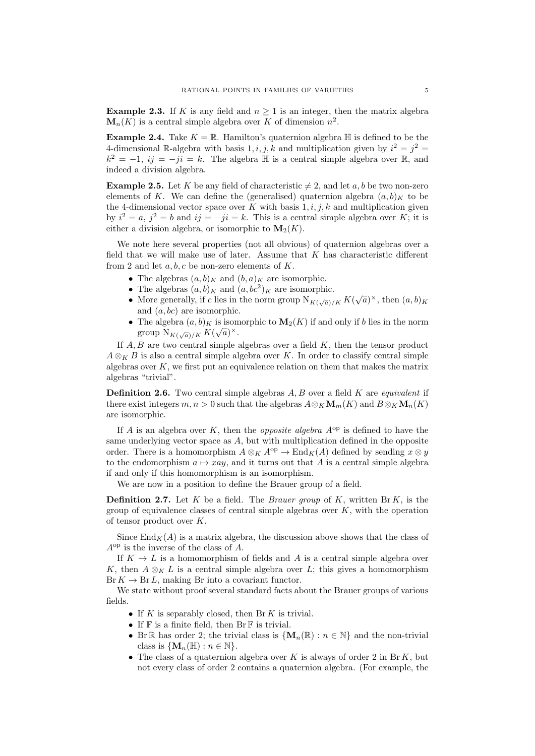**Example 2.3.** If $K$ is any field and $n \geq 1$ is an integer, then the matrix algebra $\mathbf{M}_n(K)$ is a central simple algebra over $K$ of dimension $n^2$.

**Example 2.4.** Take $K = \mathbb{R}$. Hamilton's quaternion algebra $\mathbb{H}$ is defined to be the 4-dimensional $\mathbb{R}$-algebra with basis $1, i, j, k$ and multiplication given by $i^2 = j^2 = k^2 = -1$, $ij = -ji = k$. The algebra $\mathbb{H}$ is a central simple algebra over $\mathbb{R}$, and indeed a division algebra.

**Example 2.5.** Let $K$ be any field of characteristic $\neq 2$, and let $a, b$ be two non-zero elements of $K$. We can define the (generalised) quaternion algebra $(a, b)_K$ to be the 4-dimensional vector space over $K$ with basis $1, i, j, k$ and multiplication given by $i^2 = a$, $j^2 = b$ and $ij = -ji = k$. This is a central simple algebra over $K$; it is either a division algebra, or isomorphic to $\mathbf{M}_2(K)$.

We note here several properties (not all obvious) of quaternion algebras over a field that we will make use of later. Assume that $K$ has characteristic different from 2 and let $a, b, c$ be non-zero elements of $K$.

- The algebras $(a, b)_K$ and $(b, a)_K$ are isomorphic.
- The algebras $(a, b)_K$ and $(a, bc^2)_K$ are isomorphic.
- More generally, if $c$ lies in the norm group $\mathrm{N}_{K(\sqrt{a})/K}\, K(\sqrt{a})^\times$, then $(a, b)_K$ and $(a, bc)$ are isomorphic.
- The algebra $(a, b)_K$ is isomorphic to $\mathbf{M}_2(K)$ if and only if $b$ lies in the norm group $\mathrm{N}_{K(\sqrt{a})/K}\, K(\sqrt{a})^\times$.

If $A, B$ are two central simple algebras over a field $K$, then the tensor product $A \otimes_K B$ is also a central simple algebra over $K$. In order to classify central simple algebras over $K$, we first put an equivalence relation on them that makes the matrix algebras "trivial".

**Definition 2.6.** Two central simple algebras $A, B$ over a field $K$ are *equivalent* if there exist integers $m, n > 0$ such that the algebras $A \otimes_K \mathbf{M}_m(K)$ and $B \otimes_K \mathbf{M}_n(K)$ are isomorphic.

If $A$ is an algebra over $K$, then the *opposite algebra* $A^{\mathrm{op}}$ is defined to have the same underlying vector space as $A$, but with multiplication defined in the opposite order. There is a homomorphism $A \otimes_K A^{\mathrm{op}} \to \mathrm{End}_K(A)$ defined by sending $x \otimes y$ to the endomorphism $a \mapsto xay$, and it turns out that $A$ is a central simple algebra if and only if this homomorphism is an isomorphism.

We are now in a position to define the Brauer group of a field.

**Definition 2.7.** Let $K$ be a field. The *Brauer group* of $K$, written $\mathrm{Br}\, K$, is the group of equivalence classes of central simple algebras over $K$, with the operation of tensor product over $K$.

Since $\mathrm{End}_K(A)$ is a matrix algebra, the discussion above shows that the class of $A^{\mathrm{op}}$ is the inverse of the class of $A$.

If $K \to L$ is a homomorphism of fields and $A$ is a central simple algebra over $K$, then $A \otimes_K L$ is a central simple algebra over $L$; this gives a homomorphism $\mathrm{Br}\, K \to \mathrm{Br}\, L$, making Br into a covariant functor.

We state without proof several standard facts about the Brauer groups of various fields.

- If $K$ is separably closed, then $\mathrm{Br}\, K$ is trivial.
- If $\mathbb{F}$ is a finite field, then $\mathrm{Br}\, \mathbb{F}$ is trivial.
- $\mathrm{Br}\, \mathbb{R}$ has order 2; the trivial class is $\{\mathbf{M}_n(\mathbb{R}) : n \in \mathbb{N}\}$ and the non-trivial class is $\{\mathbf{M}_n(\mathbb{H}) : n \in \mathbb{N}\}$.
- The class of a quaternion algebra over $K$ is always of order 2 in $\mathrm{Br}\, K$, but not every class of order 2 contains a quaternion algebra. (For example, the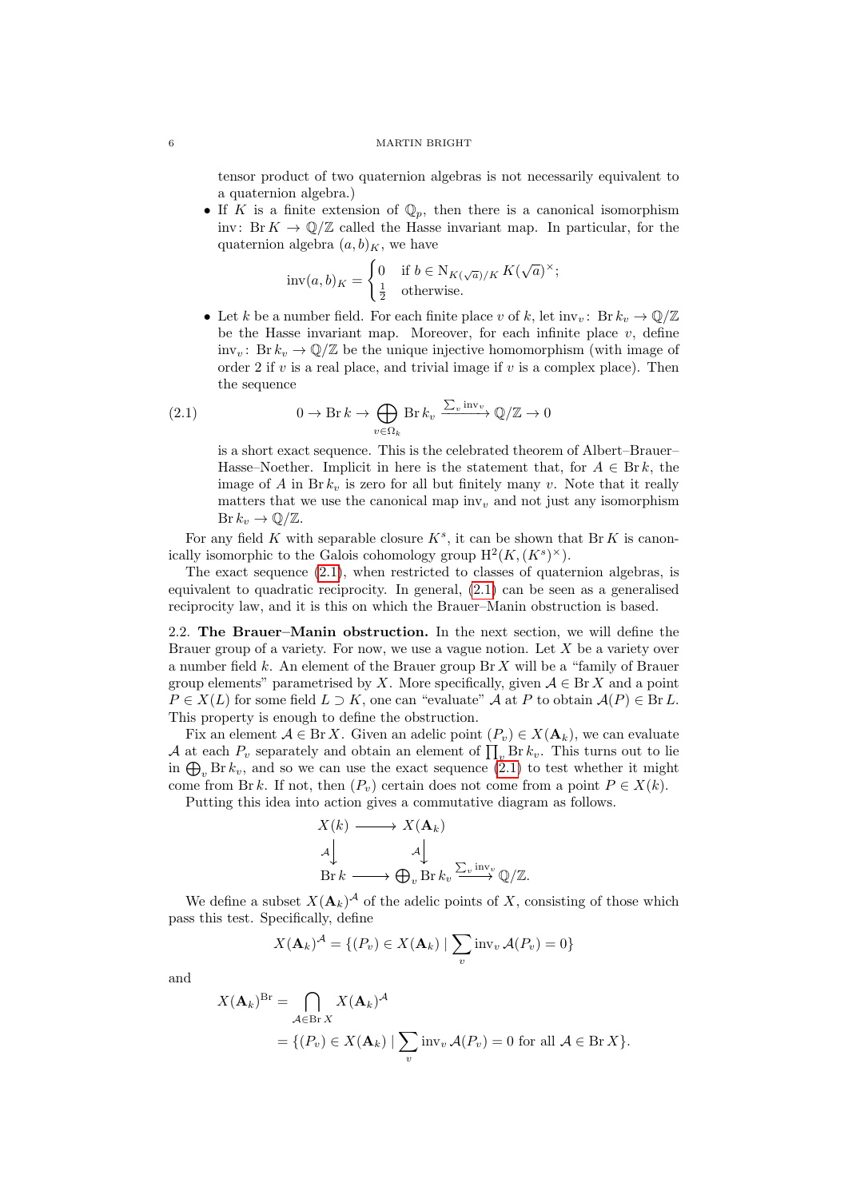tensor product of two quaternion algebras is not necessarily equivalent to a quaternion algebra.)

- If $K$ is a finite extension of $\mathbb{Q}_p$, then there is a canonical isomorphism $\mathrm{inv}\colon \operatorname{Br} K \to \mathbb{Q}/\mathbb{Z}$ called the Hasse invariant map. In particular, for the quaternion algebra $(a,b)_K$, we have

$$\mathrm{inv}(a,b)_K = \begin{cases} 0 & \text{if } b \in \mathrm{N}_{K(\sqrt{a})/K}\, K(\sqrt{a})^\times; \\ \frac{1}{2} & \text{otherwise.} \end{cases}$$

- Let $k$ be a number field. For each finite place $v$ of $k$, let $\mathrm{inv}_v\colon \operatorname{Br} k_v \to \mathbb{Q}/\mathbb{Z}$ be the Hasse invariant map. Moreover, for each infinite place $v$, define $\mathrm{inv}_v\colon \operatorname{Br} k_v \to \mathbb{Q}/\mathbb{Z}$ be the unique injective homomorphism (with image of order 2 if $v$ is a real place, and trivial image if $v$ is a complex place). Then the sequence

$$0 \to \operatorname{Br} k \to \bigoplus_{v \in \Omega_k} \operatorname{Br} k_v \xrightarrow{\sum_v \mathrm{inv}_v} \mathbb{Q}/\mathbb{Z} \to 0 \tag{2.1}$$

is a short exact sequence. This is the celebrated theorem of Albert–Brauer–Hasse–Noether. Implicit in here is the statement that, for $A \in \operatorname{Br} k$, the image of $A$ in $\operatorname{Br} k_v$ is zero for all but finitely many $v$. Note that it really matters that we use the canonical map $\mathrm{inv}_v$ and not just any isomorphism $\operatorname{Br} k_v \to \mathbb{Q}/\mathbb{Z}$.

For any field $K$ with separable closure $K^s$, it can be shown that $\operatorname{Br} K$ is canonically isomorphic to the Galois cohomology group $\mathrm{H}^2(K, (K^s)^\times)$.

The exact sequence (2.1), when restricted to classes of quaternion algebras, is equivalent to quadratic reciprocity. In general, (2.1) can be seen as a generalised reciprocity law, and it is this on which the Brauer–Manin obstruction is based.

**2.2. The Brauer–Manin obstruction.** In the next section, we will define the Brauer group of a variety. For now, we use a vague notion. Let $X$ be a variety over a number field $k$. An element of the Brauer group $\operatorname{Br} X$ will be a "family of Brauer group elements" parametrised by $X$. More specifically, given $\mathcal{A} \in \operatorname{Br} X$ and a point $P \in X(L)$ for some field $L \supset K$, one can "evaluate" $\mathcal{A}$ at $P$ to obtain $\mathcal{A}(P) \in \operatorname{Br} L$. This property is enough to define the obstruction.

Fix an element $\mathcal{A} \in \operatorname{Br} X$. Given an adelic point $(P_v) \in X(\mathbf{A}_k)$, we can evaluate $\mathcal{A}$ at each $P_v$ separately and obtain an element of $\prod_v \operatorname{Br} k_v$. This turns out to lie in $\bigoplus_v \operatorname{Br} k_v$, and so we can use the exact sequence (2.1) to test whether it might come from $\operatorname{Br} k$. If not, then $(P_v)$ certain does not come from a point $P \in X(k)$.

Putting this idea into action gives a commutative diagram as follows.

$$\begin{array}{ccccc} X(k) & \longrightarrow & X(\mathbf{A}_k) & & \\ \mathcal{A}\big\downarrow & & \mathcal{A}\big\downarrow & & \\ \operatorname{Br} k & \longrightarrow & \bigoplus_v \operatorname{Br} k_v & \xrightarrow{\sum_v \mathrm{inv}_v} & \mathbb{Q}/\mathbb{Z}. \end{array}$$

We define a subset $X(\mathbf{A}_k)^{\mathcal{A}}$ of the adelic points of $X$, consisting of those which pass this test. Specifically, define

$$X(\mathbf{A}_k)^{\mathcal{A}} = \{(P_v) \in X(\mathbf{A}_k) \mid \sum_v \mathrm{inv}_v\, \mathcal{A}(P_v) = 0\}$$

and

$$\begin{aligned} X(\mathbf{A}_k)^{\mathrm{Br}} &= \bigcap_{\mathcal{A} \in \operatorname{Br} X} X(\mathbf{A}_k)^{\mathcal{A}} \\ &= \{(P_v) \in X(\mathbf{A}_k) \mid \sum_v \mathrm{inv}_v\, \mathcal{A}(P_v) = 0 \text{ for all } \mathcal{A} \in \operatorname{Br} X\}. \end{aligned}$$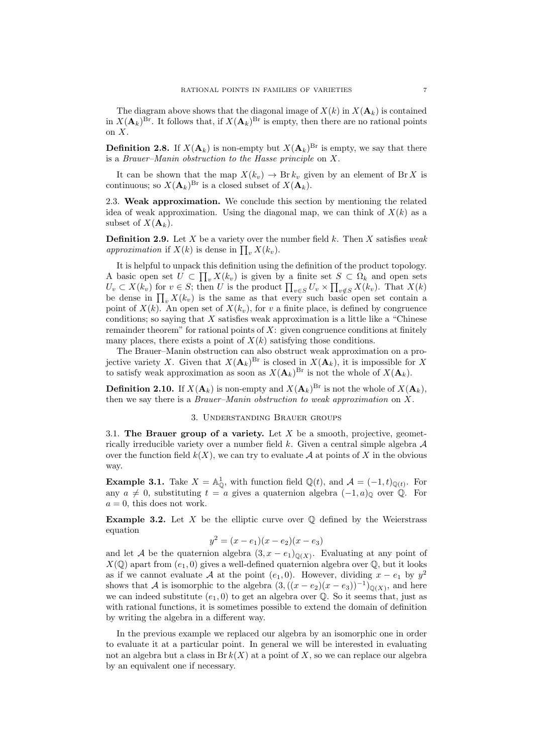The diagram above shows that the diagonal image of $X(k)$ in $X(\mathbf{A}_k)$ is contained in $X(\mathbf{A}_k)^{\mathrm{Br}}$. It follows that, if $X(\mathbf{A}_k)^{\mathrm{Br}}$ is empty, then there are no rational points on $X$.

**Definition 2.8.** If $X(\mathbf{A}_k)$ is non-empty but $X(\mathbf{A}_k)^{\mathrm{Br}}$ is empty, we say that there is a *Brauer–Manin obstruction to the Hasse principle* on $X$.

It can be shown that the map $X(k_v) \to \operatorname{Br} k_v$ given by an element of $\operatorname{Br} X$ is continuous; so $X(\mathbf{A}_k)^{\mathrm{Br}}$ is a closed subset of $X(\mathbf{A}_k)$.

2.3. **Weak approximation.** We conclude this section by mentioning the related idea of weak approximation. Using the diagonal map, we can think of $X(k)$ as a subset of $X(\mathbf{A}_k)$.

**Definition 2.9.** Let $X$ be a variety over the number field $k$. Then $X$ satisfies *weak approximation* if $X(k)$ is dense in $\prod_v X(k_v)$.

It is helpful to unpack this definition using the definition of the product topology. A basic open set $U \subset \prod_v X(k_v)$ is given by a finite set $S \subset \Omega_k$ and open sets $U_v \subset X(k_v)$ for $v \in S$; then $U$ is the product $\prod_{v \in S} U_v \times \prod_{v \notin S} X(k_v)$. That $X(k)$ be dense in $\prod_v X(k_v)$ is the same as that every such basic open set contain a point of $X(k)$. An open set of $X(k_v)$, for $v$ a finite place, is defined by congruence conditions; so saying that $X$ satisfies weak approximation is a little like a "Chinese remainder theorem" for rational points of $X$: given congruence conditions at finitely many places, there exists a point of $X(k)$ satisfying those conditions.

The Brauer–Manin obstruction can also obstruct weak approximation on a projective variety $X$. Given that $X(\mathbf{A}_k)^{\mathrm{Br}}$ is closed in $X(\mathbf{A}_k)$, it is impossible for $X$ to satisfy weak approximation as soon as $X(\mathbf{A}_k)^{\mathrm{Br}}$ is not the whole of $X(\mathbf{A}_k)$.

**Definition 2.10.** If $X(\mathbf{A}_k)$ is non-empty and $X(\mathbf{A}_k)^{\mathrm{Br}}$ is not the whole of $X(\mathbf{A}_k)$, then we say there is a *Brauer–Manin obstruction to weak approximation* on $X$.

## 3. Understanding Brauer groups

3.1. **The Brauer group of a variety.** Let $X$ be a smooth, projective, geometrically irreducible variety over a number field $k$. Given a central simple algebra $\mathcal{A}$ over the function field $k(X)$, we can try to evaluate $\mathcal{A}$ at points of $X$ in the obvious way.

**Example 3.1.** Take $X = \mathbb{A}^1_{\mathbb{Q}}$, with function field $\mathbb{Q}(t)$, and $\mathcal{A} = (-1, t)_{\mathbb{Q}(t)}$. For any $a \neq 0$, substituting $t = a$ gives a quaternion algebra $(-1, a)_{\mathbb{Q}}$ over $\mathbb{Q}$. For $a = 0$, this does not work.

**Example 3.2.** Let $X$ be the elliptic curve over $\mathbb{Q}$ defined by the Weierstrass equation

$$y^2 = (x - e_1)(x - e_2)(x - e_3)$$

and let $\mathcal{A}$ be the quaternion algebra $(3, x - e_1)_{\mathbb{Q}(X)}$. Evaluating at any point of $X(\mathbb{Q})$ apart from $(e_1, 0)$ gives a well-defined quaternion algebra over $\mathbb{Q}$, but it looks as if we cannot evaluate $\mathcal{A}$ at the point $(e_1, 0)$. However, dividing $x - e_1$ by $y^2$ shows that $\mathcal{A}$ is isomorphic to the algebra $(3, ((x - e_2)(x - e_3))^{-1})_{\mathbb{Q}(X)}$, and here we can indeed substitute $(e_1, 0)$ to get an algebra over $\mathbb{Q}$. So it seems that, just as with rational functions, it is sometimes possible to extend the domain of definition by writing the algebra in a different way.

In the previous example we replaced our algebra by an isomorphic one in order to evaluate it at a particular point. In general we will be interested in evaluating not an algebra but a class in $\operatorname{Br} k(X)$ at a point of $X$, so we can replace our algebra by an equivalent one if necessary.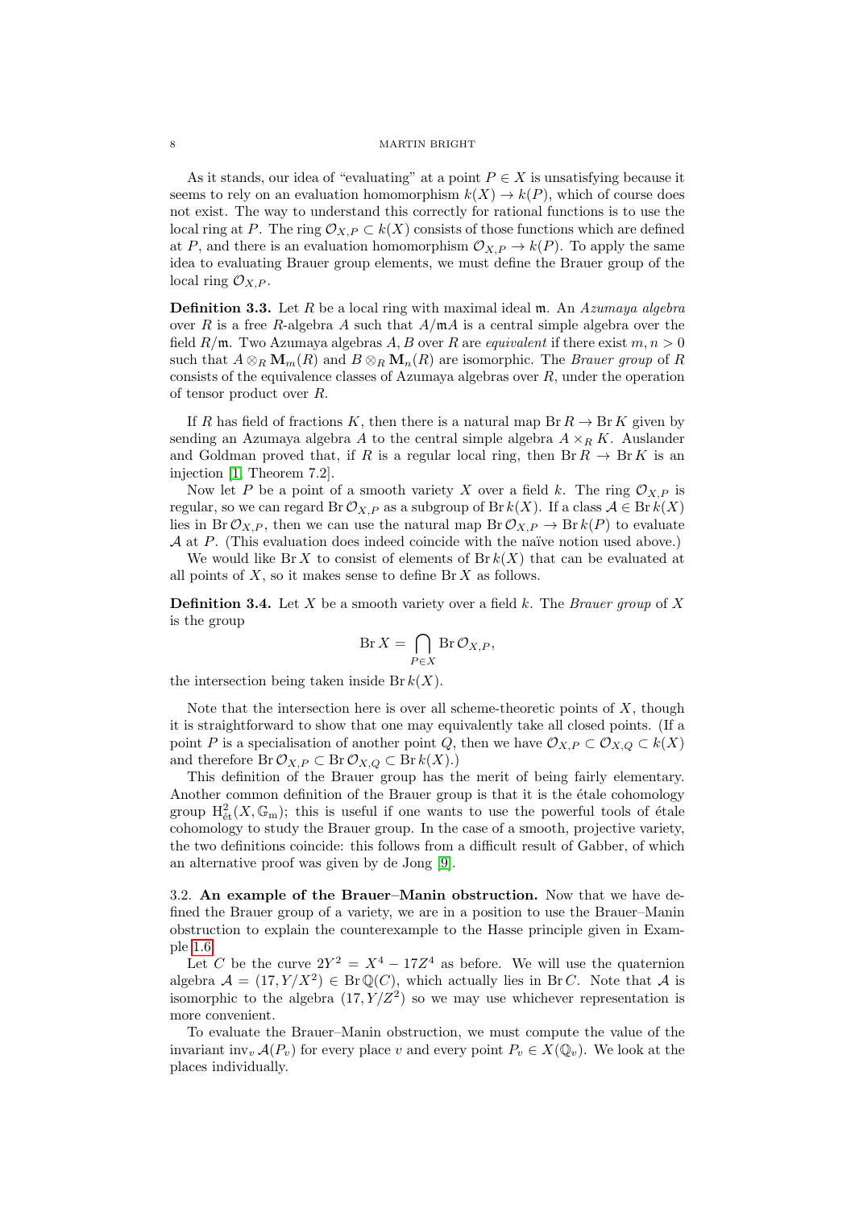As it stands, our idea of "evaluating" at a point $P \in X$ is unsatisfying because it seems to rely on an evaluation homomorphism $k(X) \to k(P)$, which of course does not exist. The way to understand this correctly for rational functions is to use the local ring at $P$. The ring $\mathcal{O}_{X,P} \subset k(X)$ consists of those functions which are defined at $P$, and there is an evaluation homomorphism $\mathcal{O}_{X,P} \to k(P)$. To apply the same idea to evaluating Brauer group elements, we must define the Brauer group of the local ring $\mathcal{O}_{X,P}$.

**Definition 3.3.** Let $R$ be a local ring with maximal ideal $\mathfrak{m}$. An *Azumaya algebra* over $R$ is a free $R$-algebra $A$ such that $A/\mathfrak{m}A$ is a central simple algebra over the field $R/\mathfrak{m}$. Two Azumaya algebras $A, B$ over $R$ are *equivalent* if there exist $m, n > 0$ such that $A \otimes_R \mathbf{M}_m(R)$ and $B \otimes_R \mathbf{M}_n(R)$ are isomorphic. The *Brauer group* of $R$ consists of the equivalence classes of Azumaya algebras over $R$, under the operation of tensor product over $R$.

If $R$ has field of fractions $K$, then there is a natural map $\operatorname{Br} R \to \operatorname{Br} K$ given by sending an Azumaya algebra $A$ to the central simple algebra $A \times_R K$. Auslander and Goldman proved that, if $R$ is a regular local ring, then $\operatorname{Br} R \to \operatorname{Br} K$ is an injection [1, Theorem 7.2].

Now let $P$ be a point of a smooth variety $X$ over a field $k$. The ring $\mathcal{O}_{X,P}$ is regular, so we can regard $\operatorname{Br} \mathcal{O}_{X,P}$ as a subgroup of $\operatorname{Br} k(X)$. If a class $\mathcal{A} \in \operatorname{Br} k(X)$ lies in $\operatorname{Br} \mathcal{O}_{X,P}$, then we can use the natural map $\operatorname{Br} \mathcal{O}_{X,P} \to \operatorname{Br} k(P)$ to evaluate $\mathcal{A}$ at $P$. (This evaluation does indeed coincide with the naïve notion used above.)

We would like $\operatorname{Br} X$ to consist of elements of $\operatorname{Br} k(X)$ that can be evaluated at all points of $X$, so it makes sense to define $\operatorname{Br} X$ as follows.

**Definition 3.4.** Let $X$ be a smooth variety over a field $k$. The *Brauer group* of $X$ is the group

$$\operatorname{Br} X = \bigcap_{P \in X} \operatorname{Br} \mathcal{O}_{X,P},$$

the intersection being taken inside $\operatorname{Br} k(X)$.

Note that the intersection here is over all scheme-theoretic points of $X$, though it is straightforward to show that one may equivalently take all closed points. (If a point $P$ is a specialisation of another point $Q$, then we have $\mathcal{O}_{X,P} \subset \mathcal{O}_{X,Q} \subset k(X)$ and therefore $\operatorname{Br} \mathcal{O}_{X,P} \subset \operatorname{Br} \mathcal{O}_{X,Q} \subset \operatorname{Br} k(X)$.)

This definition of the Brauer group has the merit of being fairly elementary. Another common definition of the Brauer group is that it is the étale cohomology group $\mathrm{H}^2_{\text{ét}}(X, \mathbb{G}_m)$; this is useful if one wants to use the powerful tools of étale cohomology to study the Brauer group. In the case of a smooth, projective variety, the two definitions coincide: this follows from a difficult result of Gabber, of which an alternative proof was given by de Jong [9].

3.2. **An example of the Brauer–Manin obstruction.** Now that we have defined the Brauer group of a variety, we are in a position to use the Brauer–Manin obstruction to explain the counterexample to the Hasse principle given in Example 1.6.

Let $C$ be the curve $2Y^2 = X^4 - 17Z^4$ as before. We will use the quaternion algebra $\mathcal{A} = (17, Y/X^2) \in \operatorname{Br} \mathbb{Q}(C)$, which actually lies in $\operatorname{Br} C$. Note that $\mathcal{A}$ is isomorphic to the algebra $(17, Y/Z^2)$ so we may use whichever representation is more convenient.

To evaluate the Brauer–Manin obstruction, we must compute the value of the invariant $\operatorname{inv}_v \mathcal{A}(P_v)$ for every place $v$ and every point $P_v \in X(\mathbb{Q}_v)$. We look at the places individually.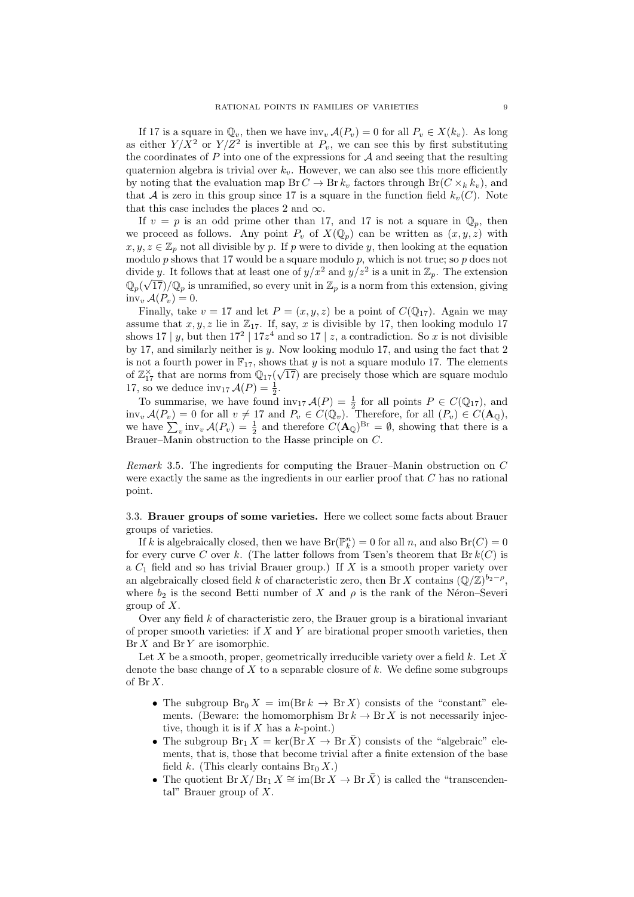If 17 is a square in $\mathbb{Q}_v$, then we have $\mathrm{inv}_v\, \mathcal{A}(P_v) = 0$ for all $P_v \in X(k_v)$. As long as either $Y/X^2$ or $Y/Z^2$ is invertible at $P_v$, we can see this by first substituting the coordinates of $P$ into one of the expressions for $\mathcal{A}$ and seeing that the resulting quaternion algebra is trivial over $k_v$. However, we can also see this more efficiently by noting that the evaluation map $\mathrm{Br}\, C \to \mathrm{Br}\, k_v$ factors through $\mathrm{Br}(C \times_k k_v)$, and that $\mathcal{A}$ is zero in this group since 17 is a square in the function field $k_v(C)$. Note that this case includes the places 2 and $\infty$.

If $v = p$ is an odd prime other than 17, and 17 is not a square in $\mathbb{Q}_p$, then we proceed as follows. Any point $P_v$ of $X(\mathbb{Q}_p)$ can be written as $(x, y, z)$ with $x, y, z \in \mathbb{Z}_p$ not all divisible by $p$. If $p$ were to divide $y$, then looking at the equation modulo $p$ shows that 17 would be a square modulo $p$, which is not true; so $p$ does not divide $y$. It follows that at least one of $y/x^2$ and $y/z^2$ is a unit in $\mathbb{Z}_p$. The extension $\mathbb{Q}_p(\sqrt{17})/\mathbb{Q}_p$ is unramified, so every unit in $\mathbb{Z}_p$ is a norm from this extension, giving $\mathrm{inv}_v\, \mathcal{A}(P_v) = 0$.

Finally, take $v = 17$ and let $P = (x, y, z)$ be a point of $C(\mathbb{Q}_{17})$. Again we may assume that $x, y, z$ lie in $\mathbb{Z}_{17}$. If, say, $x$ is divisible by 17, then looking modulo 17 shows $17 \mid y$, but then $17^2 \mid 17z^4$ and so $17 \mid z$, a contradiction. So $x$ is not divisible by 17, and similarly neither is $y$. Now looking modulo 17, and using the fact that 2 is not a fourth power in $\mathbb{F}_{17}$, shows that $y$ is not a square modulo 17. The elements of $\mathbb{Z}_{17}^\times$ that are norms from $\mathbb{Q}_{17}(\sqrt{17})$ are precisely those which are square modulo 17, so we deduce $\mathrm{inv}_{17}\, \mathcal{A}(P) = \frac{1}{2}$.

To summarise, we have found $\mathrm{inv}_{17}\, \mathcal{A}(P) = \frac{1}{2}$ for all points $P \in C(\mathbb{Q}_{17})$, and $\mathrm{inv}_v\, \mathcal{A}(P_v) = 0$ for all $v \neq 17$ and $P_v \in C(\mathbb{Q}_v)$. Therefore, for all $(P_v) \in C(\mathbf{A}_\mathbb{Q})$, we have $\sum_v \mathrm{inv}_v\, \mathcal{A}(P_v) = \frac{1}{2}$ and therefore $C(\mathbf{A}_\mathbb{Q})^{\mathrm{Br}} = \emptyset$, showing that there is a Brauer–Manin obstruction to the Hasse principle on $C$.

*Remark* 3.5. The ingredients for computing the Brauer–Manin obstruction on $C$ were exactly the same as the ingredients in our earlier proof that $C$ has no rational point.

### 3.3. Brauer groups of some varieties.

Here we collect some facts about Brauer groups of varieties.

If $k$ is algebraically closed, then we have $\mathrm{Br}(\mathbb{P}^n_k) = 0$ for all $n$, and also $\mathrm{Br}(C) = 0$ for every curve $C$ over $k$. (The latter follows from Tsen's theorem that $\mathrm{Br}\, k(C)$ is a $C_1$ field and so has trivial Brauer group.) If $X$ is a smooth proper variety over an algebraically closed field $k$ of characteristic zero, then $\mathrm{Br}\, X$ contains $(\mathbb{Q}/\mathbb{Z})^{b_2 - \rho}$, where $b_2$ is the second Betti number of $X$ and $\rho$ is the rank of the Néron–Severi group of $X$.

Over any field $k$ of characteristic zero, the Brauer group is a birational invariant of proper smooth varieties: if $X$ and $Y$ are birational proper smooth varieties, then $\mathrm{Br}\, X$ and $\mathrm{Br}\, Y$ are isomorphic.

Let $X$ be a smooth, proper, geometrically irreducible variety over a field $k$. Let $\bar{X}$ denote the base change of $X$ to a separable closure of $k$. We define some subgroups of $\mathrm{Br}\, X$.

- The subgroup $\mathrm{Br}_0\, X = \mathrm{im}(\mathrm{Br}\, k \to \mathrm{Br}\, X)$ consists of the "constant" elements. (Beware: the homomorphism $\mathrm{Br}\, k \to \mathrm{Br}\, X$ is not necessarily injective, though it is if $X$ has a $k$-point.)
- The subgroup $\mathrm{Br}_1\, X = \ker(\mathrm{Br}\, X \to \mathrm{Br}\, \bar{X})$ consists of the "algebraic" elements, that is, those that become trivial after a finite extension of the base field $k$. (This clearly contains $\mathrm{Br}_0\, X$.)
- The quotient $\mathrm{Br}\, X / \mathrm{Br}_1\, X \cong \mathrm{im}(\mathrm{Br}\, X \to \mathrm{Br}\, \bar{X})$ is called the "transcendental" Brauer group of $X$.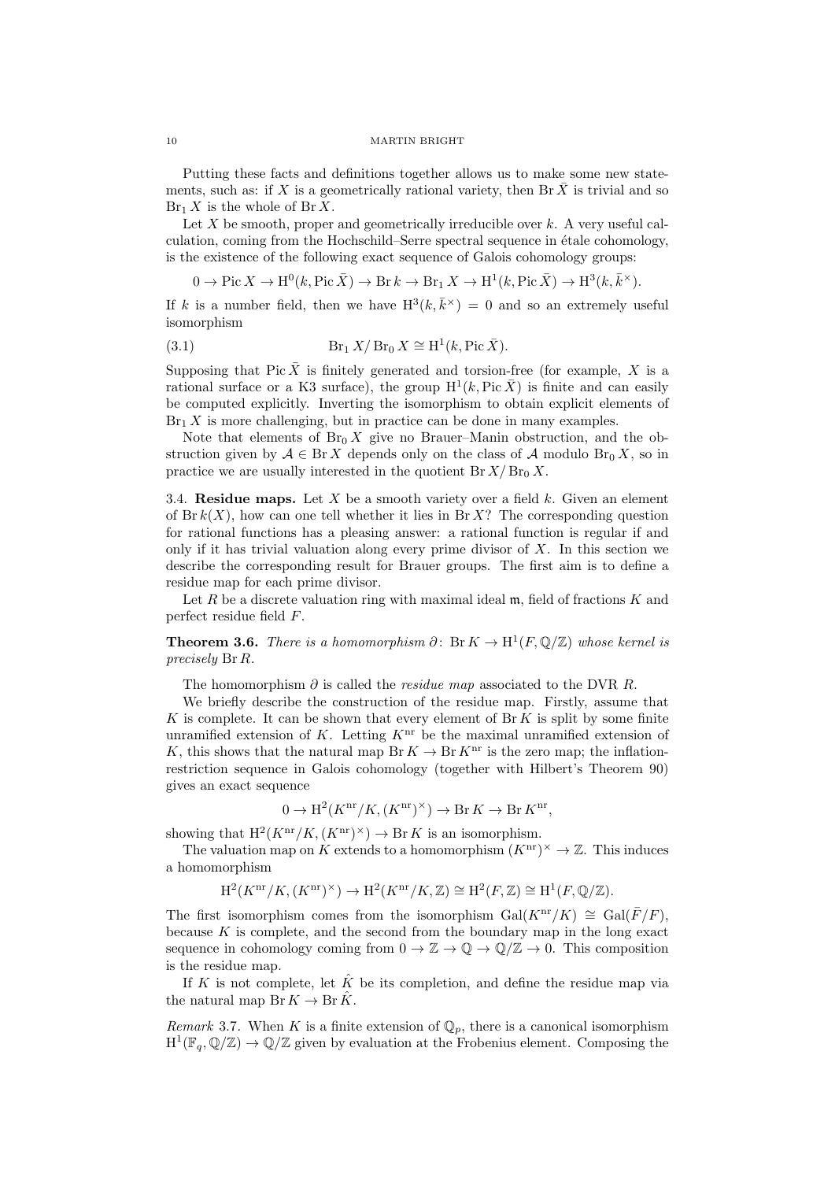Putting these facts and definitions together allows us to make some new statements, such as: if $X$ is a geometrically rational variety, then $\operatorname{Br} \bar{X}$ is trivial and so $\operatorname{Br}_1 X$ is the whole of $\operatorname{Br} X$.

Let $X$ be smooth, proper and geometrically irreducible over $k$. A very useful calculation, coming from the Hochschild–Serre spectral sequence in étale cohomology, is the existence of the following exact sequence of Galois cohomology groups:

$$0 \to \operatorname{Pic} X \to \mathrm{H}^0(k, \operatorname{Pic} \bar{X}) \to \operatorname{Br} k \to \operatorname{Br}_1 X \to \mathrm{H}^1(k, \operatorname{Pic} \bar{X}) \to \mathrm{H}^3(k, \bar{k}^\times).$$

If $k$ is a number field, then we have $\mathrm{H}^3(k, \bar{k}^\times) = 0$ and so an extremely useful isomorphism

$$\operatorname{Br}_1 X / \operatorname{Br}_0 X \cong \mathrm{H}^1(k, \operatorname{Pic} \bar{X}). \tag{3.1}$$

Supposing that $\operatorname{Pic} \bar{X}$ is finitely generated and torsion-free (for example, $X$ is a rational surface or a K3 surface), the group $\mathrm{H}^1(k, \operatorname{Pic} \bar{X})$ is finite and can easily be computed explicitly. Inverting the isomorphism to obtain explicit elements of $\operatorname{Br}_1 X$ is more challenging, but in practice can be done in many examples.

Note that elements of $\operatorname{Br}_0 X$ give no Brauer–Manin obstruction, and the obstruction given by $\mathcal{A} \in \operatorname{Br} X$ depends only on the class of $\mathcal{A}$ modulo $\operatorname{Br}_0 X$, so in practice we are usually interested in the quotient $\operatorname{Br} X / \operatorname{Br}_0 X$.

3.4. **Residue maps.** Let $X$ be a smooth variety over a field $k$. Given an element of $\operatorname{Br} k(X)$, how can one tell whether it lies in $\operatorname{Br} X$? The corresponding question for rational functions has a pleasing answer: a rational function is regular if and only if it has trivial valuation along every prime divisor of $X$. In this section we describe the corresponding result for Brauer groups. The first aim is to define a residue map for each prime divisor.

Let $R$ be a discrete valuation ring with maximal ideal $\mathfrak{m}$, field of fractions $K$ and perfect residue field $F$.

**Theorem 3.6.** *There is a homomorphism $\partial \colon \operatorname{Br} K \to \mathrm{H}^1(F, \mathbb{Q}/\mathbb{Z})$ whose kernel is precisely $\operatorname{Br} R$.*

The homomorphism $\partial$ is called the *residue map* associated to the DVR $R$.

We briefly describe the construction of the residue map. Firstly, assume that $K$ is complete. It can be shown that every element of $\operatorname{Br} K$ is split by some finite unramified extension of $K$. Letting $K^{\mathrm{nr}}$ be the maximal unramified extension of $K$, this shows that the natural map $\operatorname{Br} K \to \operatorname{Br} K^{\mathrm{nr}}$ is the zero map; the inflation-restriction sequence in Galois cohomology (together with Hilbert's Theorem 90) gives an exact sequence

$$0 \to \mathrm{H}^2(K^{\mathrm{nr}}/K, (K^{\mathrm{nr}})^\times) \to \operatorname{Br} K \to \operatorname{Br} K^{\mathrm{nr}},$$

showing that $\mathrm{H}^2(K^{\mathrm{nr}}/K, (K^{\mathrm{nr}})^\times) \to \operatorname{Br} K$ is an isomorphism.

The valuation map on $K$ extends to a homomorphism $(K^{\mathrm{nr}})^\times \to \mathbb{Z}$. This induces a homomorphism

$$\mathrm{H}^2(K^{\mathrm{nr}}/K, (K^{\mathrm{nr}})^\times) \to \mathrm{H}^2(K^{\mathrm{nr}}/K, \mathbb{Z}) \cong \mathrm{H}^2(F, \mathbb{Z}) \cong \mathrm{H}^1(F, \mathbb{Q}/\mathbb{Z}).$$

The first isomorphism comes from the isomorphism $\operatorname{Gal}(K^{\mathrm{nr}}/K) \cong \operatorname{Gal}(\bar{F}/F)$, because $K$ is complete, and the second from the boundary map in the long exact sequence in cohomology coming from $0 \to \mathbb{Z} \to \mathbb{Q} \to \mathbb{Q}/\mathbb{Z} \to 0$. This composition is the residue map.

If $K$ is not complete, let $\hat{K}$ be its completion, and define the residue map via the natural map $\operatorname{Br} K \to \operatorname{Br} \hat{K}$.

*Remark* 3.7. When $K$ is a finite extension of $\mathbb{Q}_p$, there is a canonical isomorphism $\mathrm{H}^1(\mathbb{F}_q, \mathbb{Q}/\mathbb{Z}) \to \mathbb{Q}/\mathbb{Z}$ given by evaluation at the Frobenius element. Composing the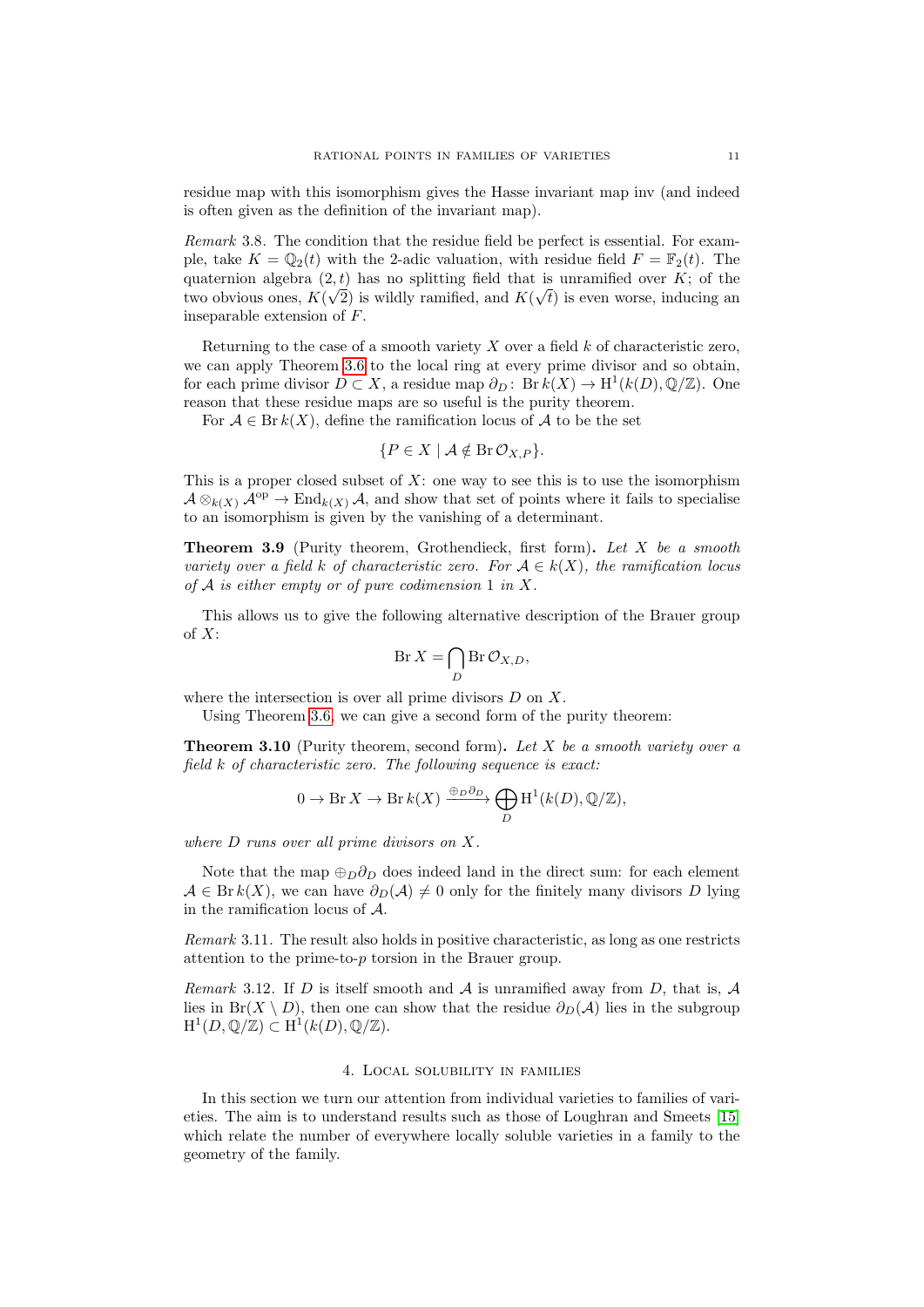residue map with this isomorphism gives the Hasse invariant map inv (and indeed is often given as the definition of the invariant map).

*Remark* 3.8. The condition that the residue field be perfect is essential. For example, take $K = \mathbb{Q}_2(t)$ with the 2-adic valuation, with residue field $F = \mathbb{F}_2(t)$. The quaternion algebra $(2,t)$ has no splitting field that is unramified over $K$; of the two obvious ones, $K(\sqrt{2})$ is wildly ramified, and $K(\sqrt{t})$ is even worse, inducing an inseparable extension of $F$.

Returning to the case of a smooth variety $X$ over a field $k$ of characteristic zero, we can apply Theorem 3.6 to the local ring at every prime divisor and so obtain, for each prime divisor $D \subset X$, a residue map $\partial_D \colon \operatorname{Br} k(X) \to \mathrm{H}^1(k(D), \mathbb{Q}/\mathbb{Z})$. One reason that these residue maps are so useful is the purity theorem.

For $\mathcal{A} \in \operatorname{Br} k(X)$, define the ramification locus of $\mathcal{A}$ to be the set

$$\{P \in X \mid \mathcal{A} \notin \operatorname{Br} \mathcal{O}_{X,P}\}.$$

This is a proper closed subset of $X$: one way to see this is to use the isomorphism $\mathcal{A} \otimes_{k(X)} \mathcal{A}^{\mathrm{op}} \to \operatorname{End}_{k(X)} \mathcal{A}$, and show that set of points where it fails to specialise to an isomorphism is given by the vanishing of a determinant.

**Theorem 3.9** (Purity theorem, Grothendieck, first form)**.** *Let $X$ be a smooth variety over a field $k$ of characteristic zero. For $\mathcal{A} \in k(X)$, the ramification locus of $\mathcal{A}$ is either empty or of pure codimension 1 in $X$.*

This allows us to give the following alternative description of the Brauer group of $X$:

$$\operatorname{Br} X = \bigcap_D \operatorname{Br} \mathcal{O}_{X,D},$$

where the intersection is over all prime divisors $D$ on $X$.

Using Theorem 3.6, we can give a second form of the purity theorem:

**Theorem 3.10** (Purity theorem, second form)**.** *Let $X$ be a smooth variety over a field $k$ of characteristic zero. The following sequence is exact:*

$$0 \to \operatorname{Br} X \to \operatorname{Br} k(X) \xrightarrow{\oplus_D \partial_D} \bigoplus_D \mathrm{H}^1(k(D), \mathbb{Q}/\mathbb{Z}),$$

*where $D$ runs over all prime divisors on $X$.*

Note that the map $\oplus_D \partial_D$ does indeed land in the direct sum: for each element $\mathcal{A} \in \operatorname{Br} k(X)$, we can have $\partial_D(\mathcal{A}) \neq 0$ only for the finitely many divisors $D$ lying in the ramification locus of $\mathcal{A}$.

*Remark* 3.11. The result also holds in positive characteristic, as long as one restricts attention to the prime-to-$p$ torsion in the Brauer group.

*Remark* 3.12. If $D$ is itself smooth and $\mathcal{A}$ is unramified away from $D$, that is, $\mathcal{A}$ lies in $\operatorname{Br}(X \setminus D)$, then one can show that the residue $\partial_D(\mathcal{A})$ lies in the subgroup $\mathrm{H}^1(D, \mathbb{Q}/\mathbb{Z}) \subset \mathrm{H}^1(k(D), \mathbb{Q}/\mathbb{Z})$.

## 4. Local solubility in families

In this section we turn our attention from individual varieties to families of varieties. The aim is to understand results such as those of Loughran and Smeets [15] which relate the number of everywhere locally soluble varieties in a family to the geometry of the family.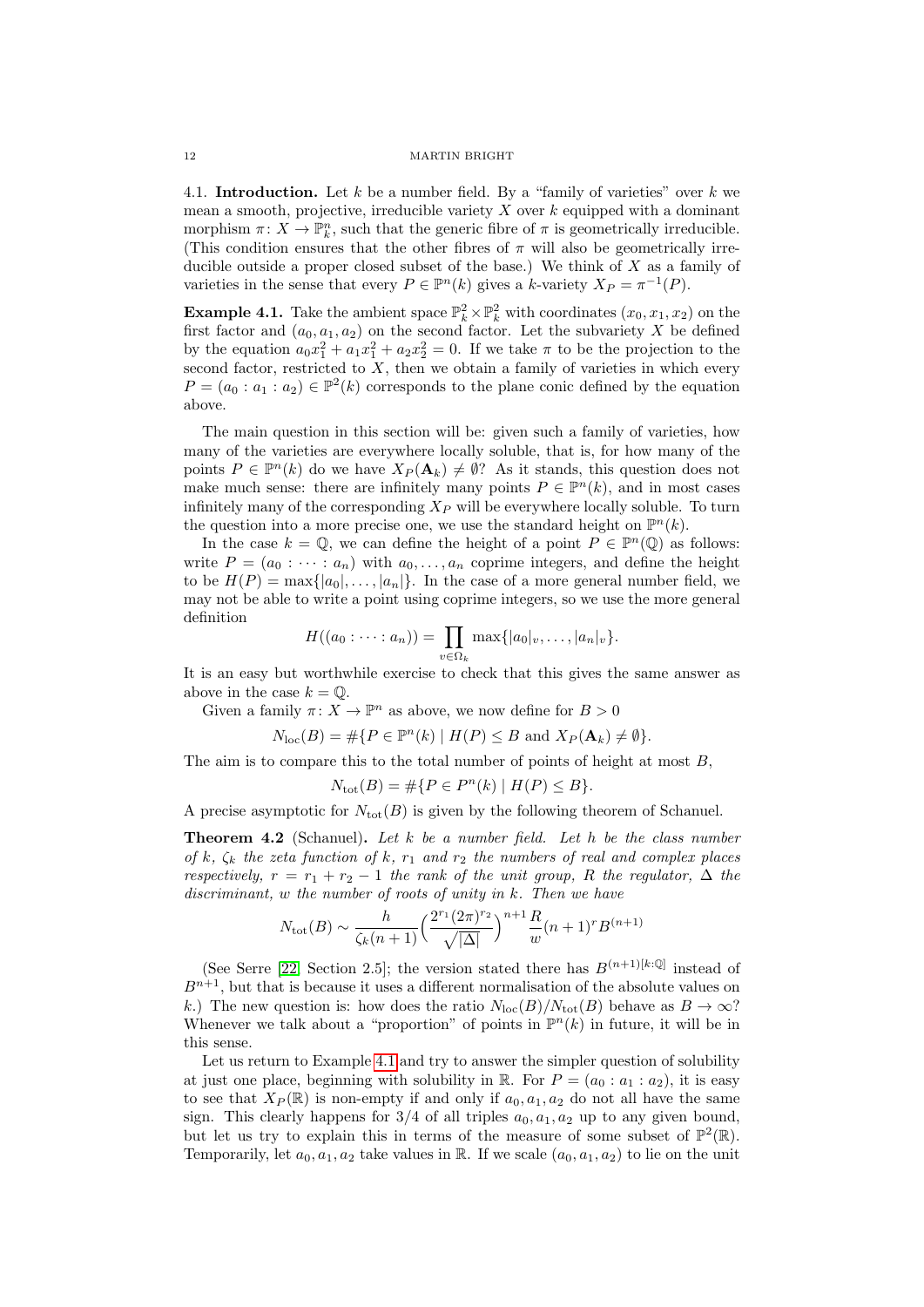**4.1. Introduction.** Let $k$ be a number field. By a "family of varieties" over $k$ we mean a smooth, projective, irreducible variety $X$ over $k$ equipped with a dominant morphism $\pi\colon X \to \mathbb{P}^n_k$, such that the generic fibre of $\pi$ is geometrically irreducible. (This condition ensures that the other fibres of $\pi$ will also be geometrically irreducible outside a proper closed subset of the base.) We think of $X$ as a family of varieties in the sense that every $P \in \mathbb{P}^n(k)$ gives a $k$-variety $X_P = \pi^{-1}(P)$.

**Example 4.1.** Take the ambient space $\mathbb{P}^2_k \times \mathbb{P}^2_k$ with coordinates $(x_0, x_1, x_2)$ on the first factor and $(a_0, a_1, a_2)$ on the second factor. Let the subvariety $X$ be defined by the equation $a_0 x_1^2 + a_1 x_1^2 + a_2 x_2^2 = 0$. If we take $\pi$ to be the projection to the second factor, restricted to $X$, then we obtain a family of varieties in which every $P = (a_0 : a_1 : a_2) \in \mathbb{P}^2(k)$ corresponds to the plane conic defined by the equation above.

The main question in this section will be: given such a family of varieties, how many of the varieties are everywhere locally soluble, that is, for how many of the points $P \in \mathbb{P}^n(k)$ do we have $X_P(\mathbf{A}_k) \neq \emptyset$? As it stands, this question does not make much sense: there are infinitely many points $P \in \mathbb{P}^n(k)$, and in most cases infinitely many of the corresponding $X_P$ will be everywhere locally soluble. To turn the question into a more precise one, we use the standard height on $\mathbb{P}^n(k)$.

In the case $k = \mathbb{Q}$, we can define the height of a point $P \in \mathbb{P}^n(\mathbb{Q})$ as follows: write $P = (a_0 : \cdots : a_n)$ with $a_0, \ldots, a_n$ coprime integers, and define the height to be $H(P) = \max\{|a_0|, \ldots, |a_n|\}$. In the case of a more general number field, we may not be able to write a point using coprime integers, so we use the more general definition

$$H((a_0 : \cdots : a_n)) = \prod_{v \in \Omega_k} \max\{|a_0|_v, \ldots, |a_n|_v\}.$$

It is an easy but worthwhile exercise to check that this gives the same answer as above in the case $k = \mathbb{Q}$.

Given a family $\pi\colon X \to \mathbb{P}^n$ as above, we now define for $B > 0$

$$N_{\mathrm{loc}}(B) = \#\{P \in \mathbb{P}^n(k) \mid H(P) \leq B \text{ and } X_P(\mathbf{A}_k) \neq \emptyset\}.$$

The aim is to compare this to the total number of points of height at most $B$,

$$N_{\mathrm{tot}}(B) = \#\{P \in P^n(k) \mid H(P) \leq B\}.$$

A precise asymptotic for $N_{\mathrm{tot}}(B)$ is given by the following theorem of Schanuel.

**Theorem 4.2** (Schanuel). *Let $k$ be a number field. Let $h$ be the class number of $k$, $\zeta_k$ the zeta function of $k$, $r_1$ and $r_2$ the numbers of real and complex places respectively, $r = r_1 + r_2 - 1$ the rank of the unit group, $R$ the regulator, $\Delta$ the discriminant, $w$ the number of roots of unity in $k$. Then we have*

$$N_{\mathrm{tot}}(B) \sim \frac{h}{\zeta_k(n+1)} \Big( \frac{2^{r_1}(2\pi)^{r_2}}{\sqrt{|\Delta|}} \Big)^{n+1} \frac{R}{w} (n+1)^r B^{(n+1)}$$

(See Serre [22, Section 2.5]; the version stated there has $B^{(n+1)[k:\mathbb{Q}]}$ instead of $B^{n+1}$, but that is because it uses a different normalisation of the absolute values on $k$.) The new question is: how does the ratio $N_{\mathrm{loc}}(B)/N_{\mathrm{tot}}(B)$ behave as $B \to \infty$? Whenever we talk about a "proportion" of points in $\mathbb{P}^n(k)$ in future, it will be in this sense.

Let us return to Example 4.1 and try to answer the simpler question of solubility at just one place, beginning with solubility in $\mathbb{R}$. For $P = (a_0 : a_1 : a_2)$, it is easy to see that $X_P(\mathbb{R})$ is non-empty if and only if $a_0, a_1, a_2$ do not all have the same sign. This clearly happens for 3/4 of all triples $a_0, a_1, a_2$ up to any given bound, but let us try to explain this in terms of the measure of some subset of $\mathbb{P}^2(\mathbb{R})$. Temporarily, let $a_0, a_1, a_2$ take values in $\mathbb{R}$. If we scale $(a_0, a_1, a_2)$ to lie on the unit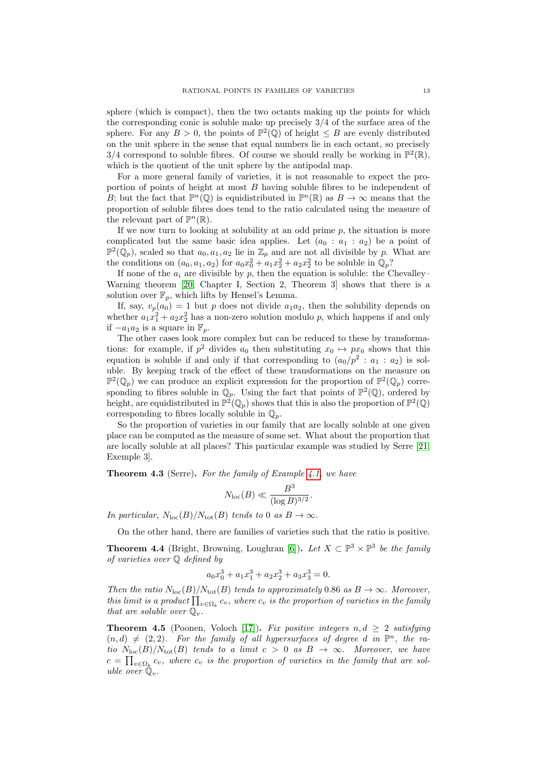sphere (which is compact), then the two octants making up the points for which the corresponding conic is soluble make up precisely $3/4$ of the surface area of the sphere. For any $B > 0$, the points of $\mathbb{P}^2(\mathbb{Q})$ of height $\leq B$ are evenly distributed on the unit sphere in the sense that equal numbers lie in each octant, so precisely $3/4$ correspond to soluble fibres. Of course we should really be working in $\mathbb{P}^2(\mathbb{R})$, which is the quotient of the unit sphere by the antipodal map.

For a more general family of varieties, it is not reasonable to expect the proportion of points of height at most $B$ having soluble fibres to be independent of $B$; but the fact that $\mathbb{P}^n(\mathbb{Q})$ is equidistributed in $\mathbb{P}^n(\mathbb{R})$ as $B \to \infty$ means that the proportion of soluble fibres does tend to the ratio calculated using the measure of the relevant part of $\mathbb{P}^n(\mathbb{R})$.

If we now turn to looking at solubility at an odd prime $p$, the situation is more complicated but the same basic idea applies. Let $(a_0 : a_1 : a_2)$ be a point of $\mathbb{P}^2(\mathbb{Q}_p)$, scaled so that $a_0, a_1, a_2$ lie in $\mathbb{Z}_p$ and are not all divisible by $p$. What are the conditions on $(a_0, a_1, a_2)$ for $a_0x_0^2 + a_1x_2^2 + a_2x_2^2$ to be soluble in $\mathbb{Q}_p$?

If none of the $a_i$ are divisible by $p$, then the equation is soluble: the Chevalley–Warning theorem [20, Chapter I, Section 2, Theorem 3] shows that there is a solution over $\mathbb{F}_p$, which lifts by Hensel's Lemma.

If, say, $v_p(a_0) = 1$ but $p$ does not divide $a_1a_2$, then the solubility depends on whether $a_1x_1^2 + a_2x_2^2$ has a non-zero solution modulo $p$, which happens if and only if $-a_1a_2$ is a square in $\mathbb{F}_p$.

The other cases look more complex but can be reduced to these by transformations: for example, if $p^2$ divides $a_0$ then substituting $x_0 \mapsto px_0$ shows that this equation is soluble if and only if that corresponding to $(a_0/p^2 : a_1 : a_2)$ is soluble. By keeping track of the effect of these transformations on the measure on $\mathbb{P}^2(\mathbb{Q}_p)$ we can produce an explicit expression for the proportion of $\mathbb{P}^2(\mathbb{Q}_p)$ corresponding to fibres soluble in $\mathbb{Q}_p$. Using the fact that points of $\mathbb{P}^2(\mathbb{Q})$, ordered by height, are equidistributed in $\mathbb{P}^2(\mathbb{Q}_p)$ shows that this is also the proportion of $\mathbb{P}^2(\mathbb{Q})$ corresponding to fibres locally soluble in $\mathbb{Q}_p$.

So the proportion of varieties in our family that are locally soluble at one given place can be computed as the measure of some set. What about the proportion that are locally soluble at all places? This particular example was studied by Serre [21, Exemple 3].

**Theorem 4.3** (Serre)**.** *For the family of Example 4.1, we have*

$$N_{\mathrm{loc}}(B) \ll \frac{B^3}{(\log B)^{3/2}}.$$

*In particular, $N_{\mathrm{loc}}(B)/N_{\mathrm{tot}}(B)$ tends to 0 as $B \to \infty$.*

On the other hand, there are families of varieties such that the ratio is positive.

**Theorem 4.4** (Bright, Browning, Loughran [6])**.** *Let $X \subset \mathbb{P}^3 \times \mathbb{P}^3$ be the family of varieties over $\mathbb{Q}$ defined by*

$$a_0x_0^3 + a_1x_1^3 + a_2x_2^3 + a_3x_3^3 = 0.$$

*Then the ratio $N_{\mathrm{loc}}(B)/N_{\mathrm{tot}}(B)$ tends to approximately 0.86 as $B \to \infty$. Moreover, this limit is a product $\prod_{v \in \Omega_k} c_v$, where $c_v$ is the proportion of varieties in the family that are soluble over $\mathbb{Q}_v$.*

**Theorem 4.5** (Poonen, Voloch [17])**.** *Fix positive integers $n, d \geq 2$ satisfying $(n, d) \neq (2, 2)$. For the family of all hypersurfaces of degree $d$ in $\mathbb{P}^n$, the ratio $N_{\mathrm{loc}}(B)/N_{\mathrm{tot}}(B)$ tends to a limit $c > 0$ as $B \to \infty$. Moreover, we have $c = \prod_{v \in \Omega_k} c_v$, where $c_v$ is the proportion of varieties in the family that are soluble over $\mathbb{Q}_v$.*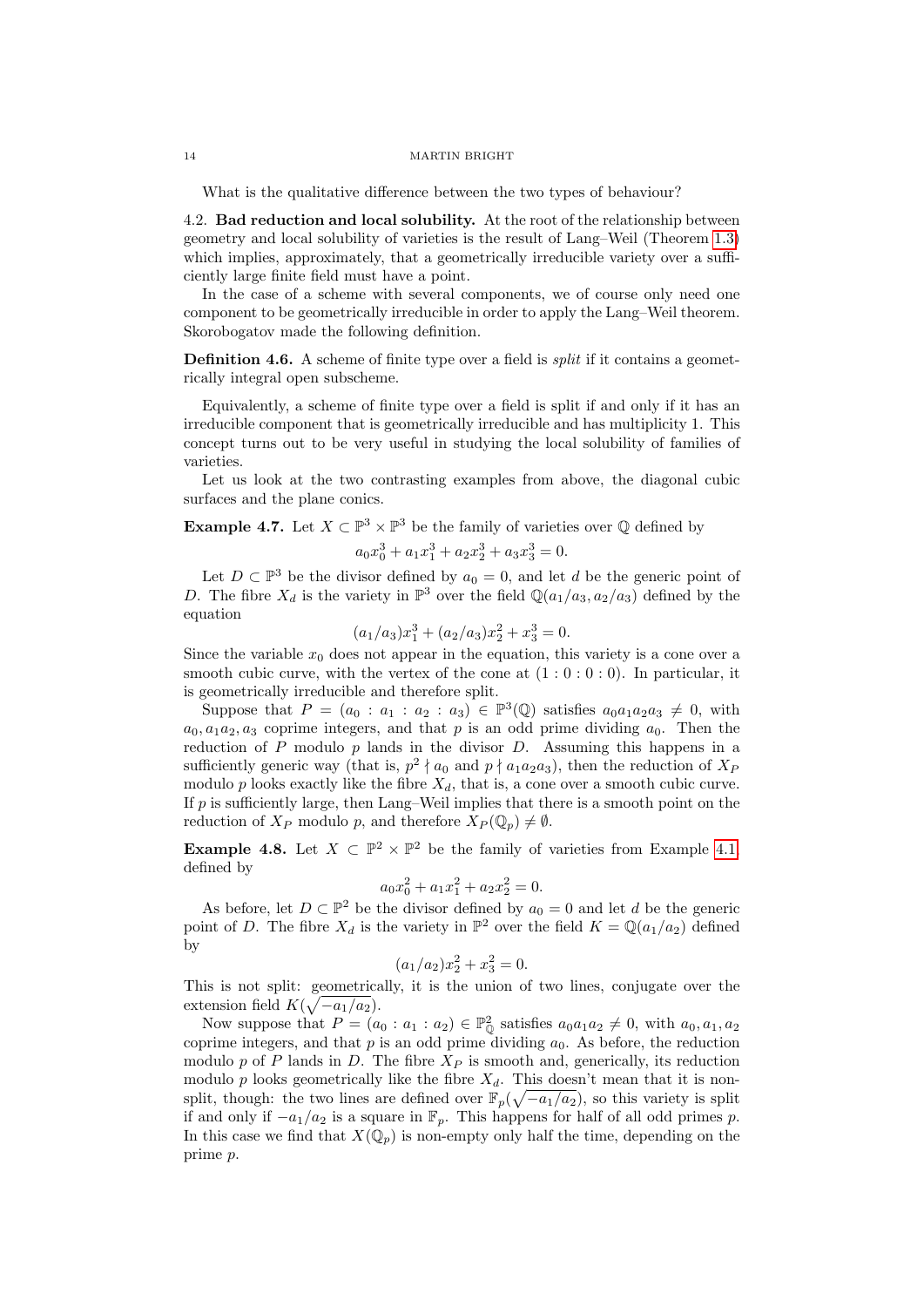What is the qualitative difference between the two types of behaviour?

4.2. **Bad reduction and local solubility.** At the root of the relationship between geometry and local solubility of varieties is the result of Lang–Weil (Theorem 1.3) which implies, approximately, that a geometrically irreducible variety over a sufficiently large finite field must have a point.

In the case of a scheme with several components, we of course only need one component to be geometrically irreducible in order to apply the Lang–Weil theorem. Skorobogatov made the following definition.

**Definition 4.6.** A scheme of finite type over a field is *split* if it contains a geometrically integral open subscheme.

Equivalently, a scheme of finite type over a field is split if and only if it has an irreducible component that is geometrically irreducible and has multiplicity 1. This concept turns out to be very useful in studying the local solubility of families of varieties.

Let us look at the two contrasting examples from above, the diagonal cubic surfaces and the plane conics.

**Example 4.7.** Let $X \subset \mathbb{P}^3 \times \mathbb{P}^3$ be the family of varieties over $\mathbb{Q}$ defined by

$$a_0 x_0^3 + a_1 x_1^3 + a_2 x_2^3 + a_3 x_3^3 = 0.$$

Let $D \subset \mathbb{P}^3$ be the divisor defined by $a_0 = 0$, and let $d$ be the generic point of $D$. The fibre $X_d$ is the variety in $\mathbb{P}^3$ over the field $\mathbb{Q}(a_1/a_3, a_2/a_3)$ defined by the equation

$$(a_1/a_3)x_1^3 + (a_2/a_3)x_2^3 + x_3^3 = 0.$$

Since the variable $x_0$ does not appear in the equation, this variety is a cone over a smooth cubic curve, with the vertex of the cone at $(1 : 0 : 0 : 0)$. In particular, it is geometrically irreducible and therefore split.

Suppose that $P = (a_0 : a_1 : a_2 : a_3) \in \mathbb{P}^3(\mathbb{Q})$ satisfies $a_0 a_1 a_2 a_3 \neq 0$, with $a_0, a_1 a_2, a_3$ coprime integers, and that $p$ is an odd prime dividing $a_0$. Then the reduction of $P$ modulo $p$ lands in the divisor $D$. Assuming this happens in a sufficiently generic way (that is, $p^2 \nmid a_0$ and $p \nmid a_1 a_2 a_3$), then the reduction of $X_P$ modulo $p$ looks exactly like the fibre $X_d$, that is, a cone over a smooth cubic curve. If $p$ is sufficiently large, then Lang–Weil implies that there is a smooth point on the reduction of $X_P$ modulo $p$, and therefore $X_P(\mathbb{Q}_p) \neq \emptyset$.

**Example 4.8.** Let $X \subset \mathbb{P}^2 \times \mathbb{P}^2$ be the family of varieties from Example 4.1 defined by

$$a_0 x_0^2 + a_1 x_1^2 + a_2 x_2^2 = 0.$$

As before, let $D \subset \mathbb{P}^2$ be the divisor defined by $a_0 = 0$ and let $d$ be the generic point of $D$. The fibre $X_d$ is the variety in $\mathbb{P}^2$ over the field $K = \mathbb{Q}(a_1/a_2)$ defined by

$$(a_1/a_2)x_2^2 + x_3^2 = 0.$$

This is not split: geometrically, it is the union of two lines, conjugate over the extension field $K(\sqrt{-a_1/a_2})$.

Now suppose that $P = (a_0 : a_1 : a_2) \in \mathbb{P}^2_{\mathbb{Q}}$ satisfies $a_0 a_1 a_2 \neq 0$, with $a_0, a_1, a_2$ coprime integers, and that $p$ is an odd prime dividing $a_0$. As before, the reduction modulo $p$ of $P$ lands in $D$. The fibre $X_P$ is smooth and, generically, its reduction modulo $p$ looks geometrically like the fibre $X_d$. This doesn't mean that it is non-split, though: the two lines are defined over $\mathbb{F}_p(\sqrt{-a_1/a_2})$, so this variety is split if and only if $-a_1/a_2$ is a square in $\mathbb{F}_p$. This happens for half of all odd primes $p$. In this case we find that $X(\mathbb{Q}_p)$ is non-empty only half the time, depending on the prime $p$.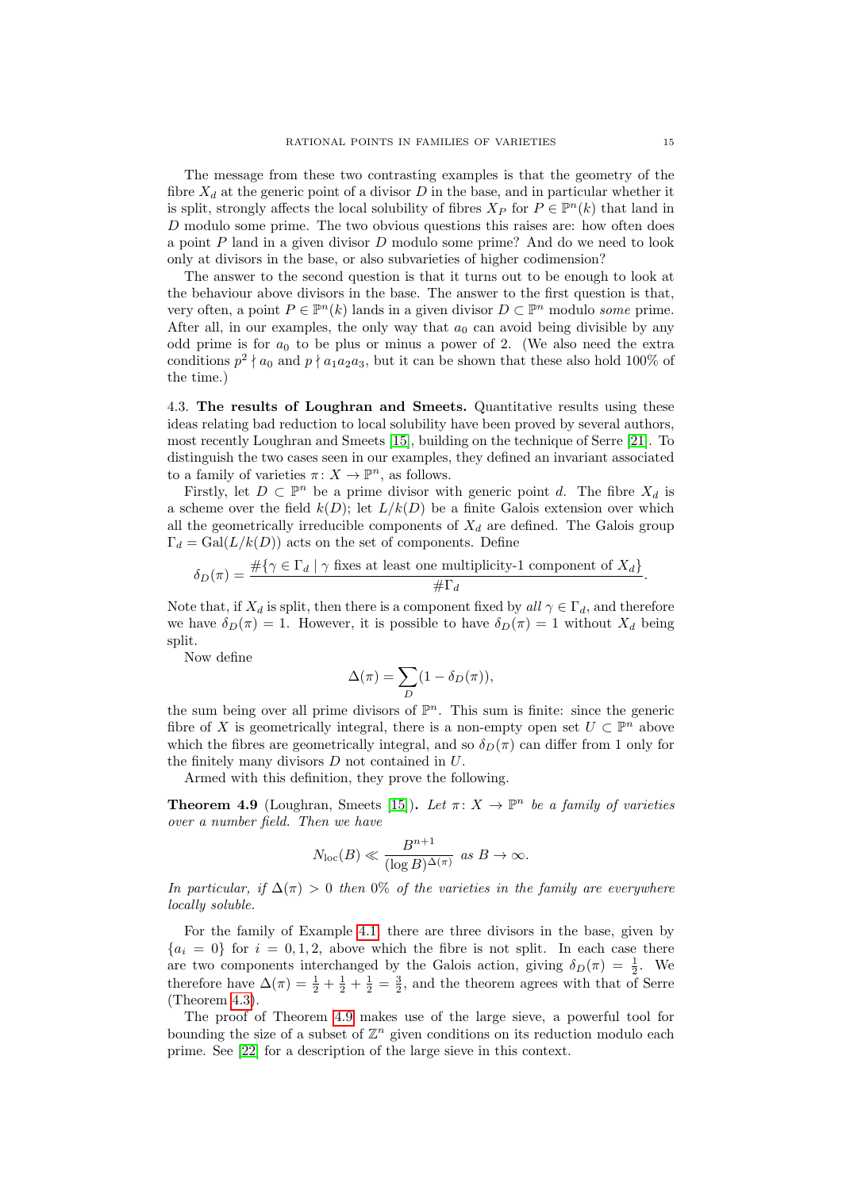The message from these two contrasting examples is that the geometry of the fibre $X_d$ at the generic point of a divisor $D$ in the base, and in particular whether it is split, strongly affects the local solubility of fibres $X_P$ for $P \in \mathbb{P}^n(k)$ that land in $D$ modulo some prime. The two obvious questions this raises are: how often does a point $P$ land in a given divisor $D$ modulo some prime? And do we need to look only at divisors in the base, or also subvarieties of higher codimension?

The answer to the second question is that it turns out to be enough to look at the behaviour above divisors in the base. The answer to the first question is that, very often, a point $P \in \mathbb{P}^n(k)$ lands in a given divisor $D \subset \mathbb{P}^n$ modulo *some* prime. After all, in our examples, the only way that $a_0$ can avoid being divisible by any odd prime is for $a_0$ to be plus or minus a power of 2. (We also need the extra conditions $p^2 \nmid a_0$ and $p \nmid a_1 a_2 a_3$, but it can be shown that these also hold 100% of the time.)

### 4.3. The results of Loughran and Smeets.

Quantitative results using these ideas relating bad reduction to local solubility have been proved by several authors, most recently Loughran and Smeets [15], building on the technique of Serre [21]. To distinguish the two cases seen in our examples, they defined an invariant associated to a family of varieties $\pi\colon X \to \mathbb{P}^n$, as follows.

Firstly, let $D \subset \mathbb{P}^n$ be a prime divisor with generic point $d$. The fibre $X_d$ is a scheme over the field $k(D)$; let $L/k(D)$ be a finite Galois extension over which all the geometrically irreducible components of $X_d$ are defined. The Galois group $\Gamma_d = \mathrm{Gal}(L/k(D))$ acts on the set of components. Define

$$\delta_D(\pi) = \frac{\#\{\gamma \in \Gamma_d \mid \gamma \text{ fixes at least one multiplicity-1 component of } X_d\}}{\#\Gamma_d}.$$

Note that, if $X_d$ is split, then there is a component fixed by *all* $\gamma \in \Gamma_d$, and therefore we have $\delta_D(\pi) = 1$. However, it is possible to have $\delta_D(\pi) = 1$ without $X_d$ being split.

Now define

$$\Delta(\pi) = \sum_D (1 - \delta_D(\pi)),$$

the sum being over all prime divisors of $\mathbb{P}^n$. This sum is finite: since the generic fibre of $X$ is geometrically integral, there is a non-empty open set $U \subset \mathbb{P}^n$ above which the fibres are geometrically integral, and so $\delta_D(\pi)$ can differ from 1 only for the finitely many divisors $D$ not contained in $U$.

Armed with this definition, they prove the following.

**Theorem 4.9** (Loughran, Smeets [15])**.** *Let $\pi\colon X \to \mathbb{P}^n$ be a family of varieties over a number field. Then we have*

$$N_{\mathrm{loc}}(B) \ll \frac{B^{n+1}}{(\log B)^{\Delta(\pi)}} \text{ as } B \to \infty.$$

*In particular, if $\Delta(\pi) > 0$ then 0% of the varieties in the family are everywhere locally soluble.*

For the family of Example 4.1, there are three divisors in the base, given by $\{a_i = 0\}$ for $i = 0, 1, 2$, above which the fibre is not split. In each case there are two components interchanged by the Galois action, giving $\delta_D(\pi) = \frac{1}{2}$. We therefore have $\Delta(\pi) = \frac{1}{2} + \frac{1}{2} + \frac{1}{2} = \frac{3}{2}$, and the theorem agrees with that of Serre (Theorem 4.3).

The proof of Theorem 4.9 makes use of the large sieve, a powerful tool for bounding the size of a subset of $\mathbb{Z}^n$ given conditions on its reduction modulo each prime. See [22] for a description of the large sieve in this context.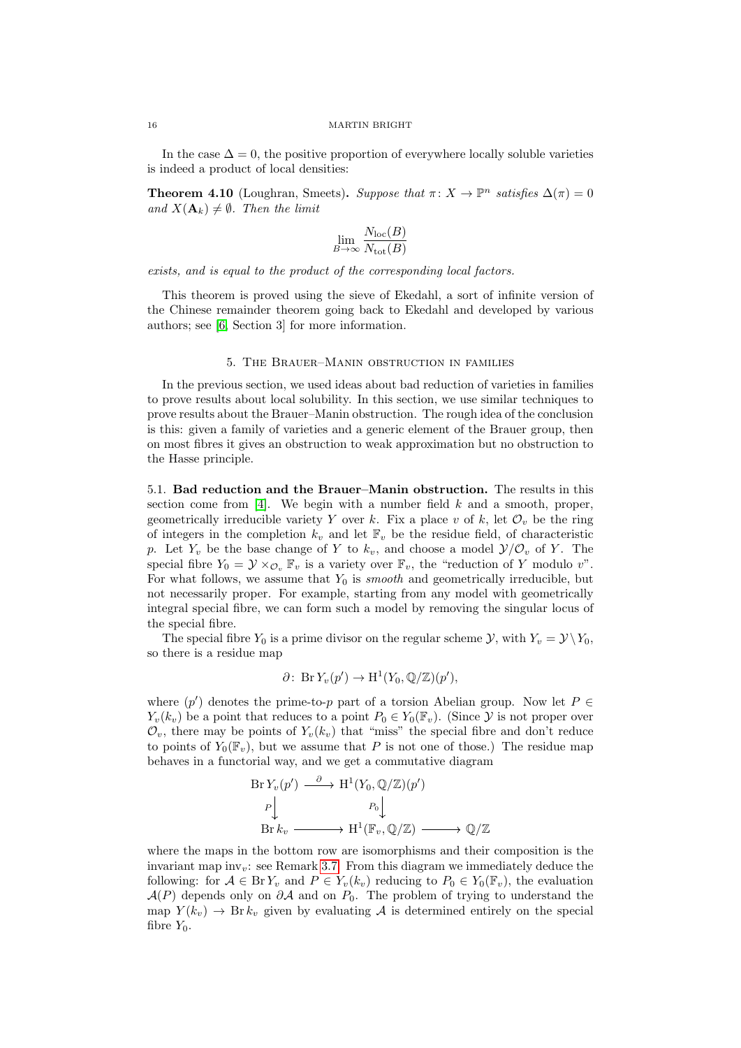In the case $\Delta = 0$, the positive proportion of everywhere locally soluble varieties is indeed a product of local densities:

**Theorem 4.10** (Loughran, Smeets)**.** *Suppose that $\pi\colon X \to \mathbb{P}^n$ satisfies $\Delta(\pi) = 0$ and $X(\mathbf{A}_k) \neq \emptyset$. Then the limit*

$$\lim_{B\to\infty} \frac{N_{\mathrm{loc}}(B)}{N_{\mathrm{tot}}(B)}$$

*exists, and is equal to the product of the corresponding local factors.*

This theorem is proved using the sieve of Ekedahl, a sort of infinite version of the Chinese remainder theorem going back to Ekedahl and developed by various authors; see [6, Section 3] for more information.

## 5. The Brauer–Manin obstruction in families

In the previous section, we used ideas about bad reduction of varieties in families to prove results about local solubility. In this section, we use similar techniques to prove results about the Brauer–Manin obstruction. The rough idea of the conclusion is this: given a family of varieties and a generic element of the Brauer group, then on most fibres it gives an obstruction to weak approximation but no obstruction to the Hasse principle.

5.1. **Bad reduction and the Brauer–Manin obstruction.** The results in this section come from [4]. We begin with a number field $k$ and a smooth, proper, geometrically irreducible variety $Y$ over $k$. Fix a place $v$ of $k$, let $\mathcal{O}_v$ be the ring of integers in the completion $k_v$ and let $\mathbb{F}_v$ be the residue field, of characteristic $p$. Let $Y_v$ be the base change of $Y$ to $k_v$, and choose a model $\mathcal{Y}/\mathcal{O}_v$ of $Y$. The special fibre $Y_0 = \mathcal{Y} \times_{\mathcal{O}_v} \mathbb{F}_v$ is a variety over $\mathbb{F}_v$, the "reduction of $Y$ modulo $v$". For what follows, we assume that $Y_0$ is *smooth* and geometrically irreducible, but not necessarily proper. For example, starting from any model with geometrically integral special fibre, we can form such a model by removing the singular locus of the special fibre.

The special fibre $Y_0$ is a prime divisor on the regular scheme $\mathcal{Y}$, with $Y_v = \mathcal{Y} \setminus Y_0$, so there is a residue map

$$\partial\colon \operatorname{Br} Y_v(p') \to \mathrm{H}^1(Y_0, \mathbb{Q}/\mathbb{Z})(p'),$$

where $(p')$ denotes the prime-to-$p$ part of a torsion Abelian group. Now let $P \in Y_v(k_v)$ be a point that reduces to a point $P_0 \in Y_0(\mathbb{F}_v)$. (Since $\mathcal{Y}$ is not proper over $\mathcal{O}_v$, there may be points of $Y_v(k_v)$ that "miss" the special fibre and don't reduce to points of $Y_0(\mathbb{F}_v)$, but we assume that $P$ is not one of those.) The residue map behaves in a functorial way, and we get a commutative diagram

$$\begin{array}{ccccc}
\operatorname{Br} Y_v(p') & \xrightarrow{\ \partial\ } & \mathrm{H}^1(Y_0, \mathbb{Q}/\mathbb{Z})(p') & & \\
{\scriptstyle P}\big\downarrow & & {\scriptstyle P_0}\big\downarrow & & \\
\operatorname{Br} k_v & \longrightarrow & \mathrm{H}^1(\mathbb{F}_v, \mathbb{Q}/\mathbb{Z}) & \longrightarrow & \mathbb{Q}/\mathbb{Z}
\end{array}$$

where the maps in the bottom row are isomorphisms and their composition is the invariant map $\mathrm{inv}_v$: see Remark 3.7. From this diagram we immediately deduce the following: for $\mathcal{A} \in \operatorname{Br} Y_v$ and $P \in Y_v(k_v)$ reducing to $P_0 \in Y_0(\mathbb{F}_v)$, the evaluation $\mathcal{A}(P)$ depends only on $\partial\mathcal{A}$ and on $P_0$. The problem of trying to understand the map $Y(k_v) \to \operatorname{Br} k_v$ given by evaluating $\mathcal{A}$ is determined entirely on the special fibre $Y_0$.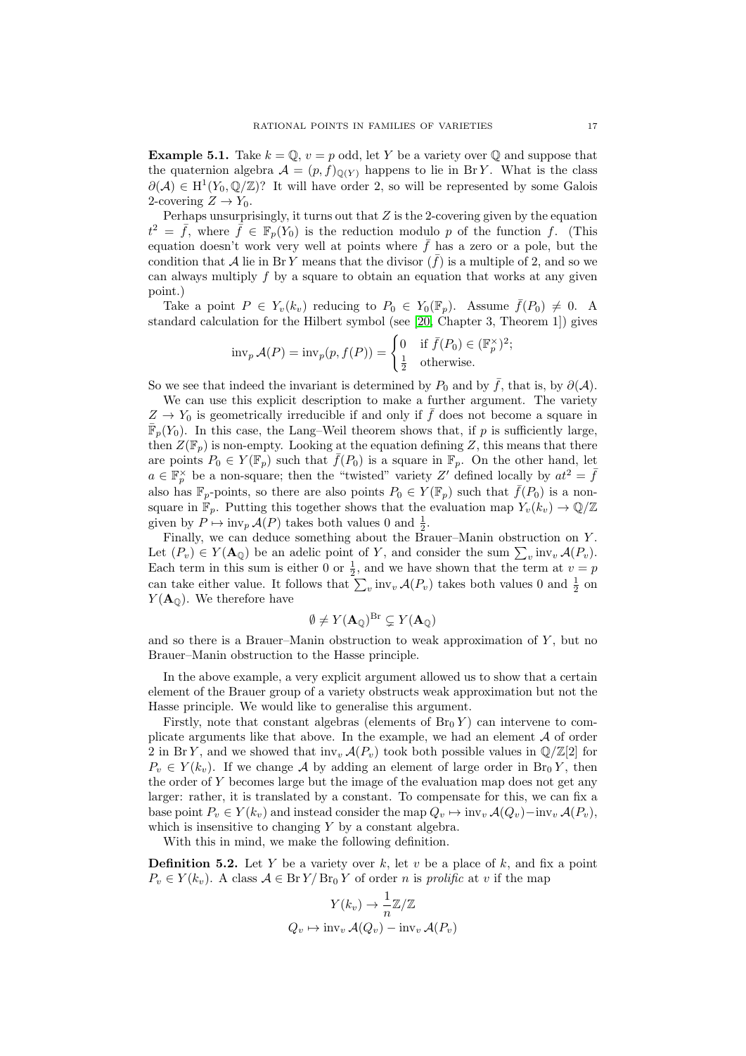**Example 5.1.** Take $k = \mathbb{Q}$, $v = p$ odd, let $Y$ be a variety over $\mathbb{Q}$ and suppose that the quaternion algebra $\mathcal{A} = (p, f)_{\mathbb{Q}(Y)}$ happens to lie in $\operatorname{Br} Y$. What is the class $\partial(\mathcal{A}) \in \mathrm{H}^1(Y_0, \mathbb{Q}/\mathbb{Z})$? It will have order 2, so will be represented by some Galois 2-covering $Z \to Y_0$.

Perhaps unsurprisingly, it turns out that $Z$ is the 2-covering given by the equation $t^2 = \bar{f}$, where $\bar{f} \in \mathbb{F}_p(Y_0)$ is the reduction modulo $p$ of the function $f$. (This equation doesn't work very well at points where $\bar{f}$ has a zero or a pole, but the condition that $\mathcal{A}$ lie in $\operatorname{Br} Y$ means that the divisor $(\bar{f})$ is a multiple of 2, and so we can always multiply $f$ by a square to obtain an equation that works at any given point.)

Take a point $P \in Y_v(k_v)$ reducing to $P_0 \in Y_0(\mathbb{F}_p)$. Assume $\bar{f}(P_0) \neq 0$. A standard calculation for the Hilbert symbol (see [20, Chapter 3, Theorem 1]) gives

$$\operatorname{inv}_p \mathcal{A}(P) = \operatorname{inv}_p(p, f(P)) = \begin{cases} 0 & \text{if } \bar{f}(P_0) \in (\mathbb{F}_p^\times)^2; \\ \frac{1}{2} & \text{otherwise.} \end{cases}$$

So we see that indeed the invariant is determined by $P_0$ and by $\bar{f}$, that is, by $\partial(\mathcal{A})$.

We can use this explicit description to make a further argument. The variety $Z \to Y_0$ is geometrically irreducible if and only if $\bar{f}$ does not become a square in $\bar{\mathbb{F}}_p(Y_0)$. In this case, the Lang–Weil theorem shows that, if $p$ is sufficiently large, then $Z(\mathbb{F}_p)$ is non-empty. Looking at the equation defining $Z$, this means that there are points $P_0 \in Y(\mathbb{F}_p)$ such that $\bar{f}(P_0)$ is a square in $\mathbb{F}_p$. On the other hand, let $a \in \mathbb{F}_p^\times$ be a non-square; then the "twisted" variety $Z'$ defined locally by $at^2 = \bar{f}$ also has $\mathbb{F}_p$-points, so there are also points $P_0 \in Y(\mathbb{F}_p)$ such that $\bar{f}(P_0)$ is a non-square in $\mathbb{F}_p$. Putting this together shows that the evaluation map $Y_v(k_v) \to \mathbb{Q}/\mathbb{Z}$ given by $P \mapsto \operatorname{inv}_p \mathcal{A}(P)$ takes both values 0 and $\frac{1}{2}$.

Finally, we can deduce something about the Brauer–Manin obstruction on $Y$. Let $(P_v) \in Y(\mathbf{A}_\mathbb{Q})$ be an adelic point of $Y$, and consider the sum $\sum_v \operatorname{inv}_v \mathcal{A}(P_v)$. Each term in this sum is either 0 or $\frac{1}{2}$, and we have shown that the term at $v = p$ can take either value. It follows that $\sum_v \operatorname{inv}_v \mathcal{A}(P_v)$ takes both values 0 and $\frac{1}{2}$ on $Y(\mathbf{A}_\mathbb{Q})$. We therefore have

$$\emptyset \neq Y(\mathbf{A}_\mathbb{Q})^{\mathrm{Br}} \subsetneq Y(\mathbf{A}_\mathbb{Q})$$

and so there is a Brauer–Manin obstruction to weak approximation of $Y$, but no Brauer–Manin obstruction to the Hasse principle.

In the above example, a very explicit argument allowed us to show that a certain element of the Brauer group of a variety obstructs weak approximation but not the Hasse principle. We would like to generalise this argument.

Firstly, note that constant algebras (elements of $\operatorname{Br}_0 Y$) can intervene to complicate arguments like that above. In the example, we had an element $\mathcal{A}$ of order 2 in $\operatorname{Br} Y$, and we showed that $\operatorname{inv}_v \mathcal{A}(P_v)$ took both possible values in $\mathbb{Q}/\mathbb{Z}[2]$ for $P_v \in Y(k_v)$. If we change $\mathcal{A}$ by adding an element of large order in $\operatorname{Br}_0 Y$, then the order of $Y$ becomes large but the image of the evaluation map does not get any larger: rather, it is translated by a constant. To compensate for this, we can fix a base point $P_v \in Y(k_v)$ and instead consider the map $Q_v \mapsto \operatorname{inv}_v \mathcal{A}(Q_v) - \operatorname{inv}_v \mathcal{A}(P_v)$, which is insensitive to changing $Y$ by a constant algebra.

With this in mind, we make the following definition.

**Definition 5.2.** Let $Y$ be a variety over $k$, let $v$ be a place of $k$, and fix a point $P_v \in Y(k_v)$. A class $\mathcal{A} \in \operatorname{Br} Y / \operatorname{Br}_0 Y$ of order $n$ is *prolific* at $v$ if the map

$$Y(k_v) \to \frac{1}{n}\mathbb{Z}/\mathbb{Z}$$
$$Q_v \mapsto \operatorname{inv}_v \mathcal{A}(Q_v) - \operatorname{inv}_v \mathcal{A}(P_v)$$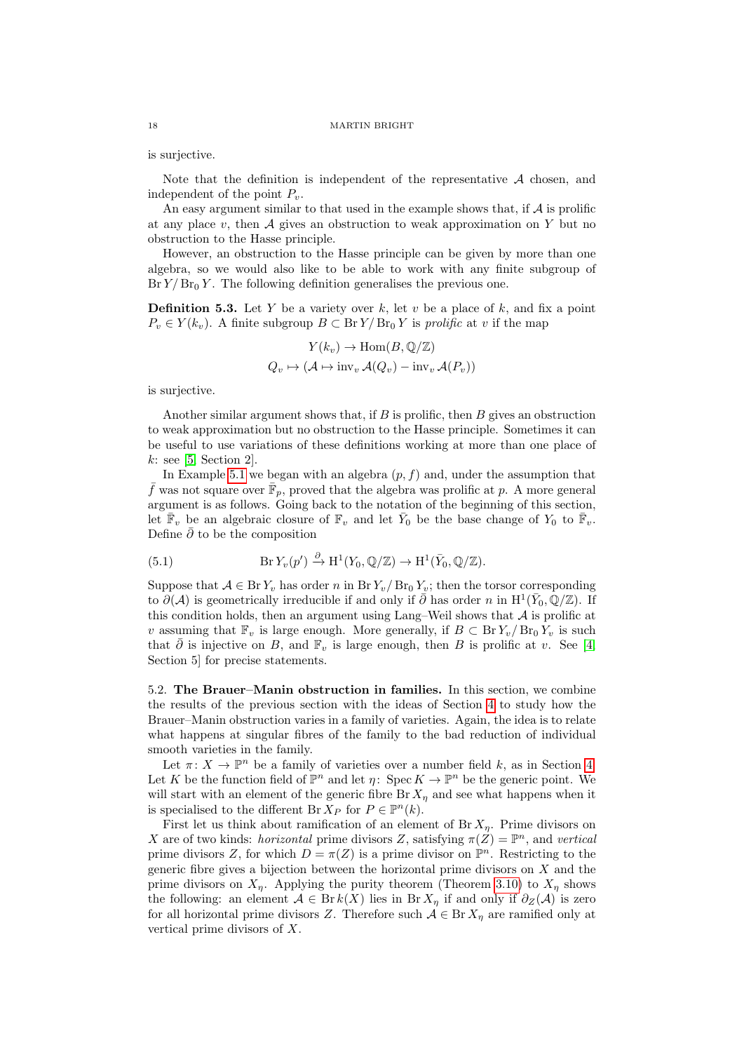is surjective.

Note that the definition is independent of the representative $\mathcal{A}$ chosen, and independent of the point $P_v$.

An easy argument similar to that used in the example shows that, if $\mathcal{A}$ is prolific at any place $v$, then $\mathcal{A}$ gives an obstruction to weak approximation on $Y$ but no obstruction to the Hasse principle.

However, an obstruction to the Hasse principle can be given by more than one algebra, so we would also like to be able to work with any finite subgroup of $\operatorname{Br} Y / \operatorname{Br}_0 Y$. The following definition generalises the previous one.

**Definition 5.3.** Let $Y$ be a variety over $k$, let $v$ be a place of $k$, and fix a point $P_v \in Y(k_v)$. A finite subgroup $B \subset \operatorname{Br} Y / \operatorname{Br}_0 Y$ is *prolific* at $v$ if the map

$$
\begin{gathered}
Y(k_v) \to \operatorname{Hom}(B, \mathbb{Q}/\mathbb{Z}) \\
Q_v \mapsto (\mathcal{A} \mapsto \operatorname{inv}_v \mathcal{A}(Q_v) - \operatorname{inv}_v \mathcal{A}(P_v))
\end{gathered}
$$

is surjective.

Another similar argument shows that, if $B$ is prolific, then $B$ gives an obstruction to weak approximation but no obstruction to the Hasse principle. Sometimes it can be useful to use variations of these definitions working at more than one place of $k$: see [5, Section 2].

In Example 5.1 we began with an algebra $(p, f)$ and, under the assumption that $\bar{f}$ was not square over $\bar{\mathbb{F}}_p$, proved that the algebra was prolific at $p$. A more general argument is as follows. Going back to the notation of the beginning of this section, let $\bar{\mathbb{F}}_v$ be an algebraic closure of $\mathbb{F}_v$ and let $\bar{Y}_0$ be the base change of $Y_0$ to $\bar{\mathbb{F}}_v$. Define $\bar{\partial}$ to be the composition

$$
\operatorname{Br} Y_v(p') \xrightarrow{\partial} \mathrm{H}^1(Y_0, \mathbb{Q}/\mathbb{Z}) \to \mathrm{H}^1(\bar{Y}_0, \mathbb{Q}/\mathbb{Z}). \tag{5.1}
$$

Suppose that $\mathcal{A} \in \operatorname{Br} Y_v$ has order $n$ in $\operatorname{Br} Y_v / \operatorname{Br}_0 Y_v$; then the torsor corresponding to $\partial(\mathcal{A})$ is geometrically irreducible if and only if $\bar{\partial}$ has order $n$ in $\mathrm{H}^1(\bar{Y}_0, \mathbb{Q}/\mathbb{Z})$. If this condition holds, then an argument using Lang–Weil shows that $\mathcal{A}$ is prolific at $v$ assuming that $\mathbb{F}_v$ is large enough. More generally, if $B \subset \operatorname{Br} Y_v / \operatorname{Br}_0 Y_v$ is such that $\bar{\partial}$ is injective on $B$, and $\mathbb{F}_v$ is large enough, then $B$ is prolific at $v$. See [4, Section 5] for precise statements.

### 5.2. The Brauer–Manin obstruction in families.

In this section, we combine the results of the previous section with the ideas of Section 4 to study how the Brauer–Manin obstruction varies in a family of varieties. Again, the idea is to relate what happens at singular fibres of the family to the bad reduction of individual smooth varieties in the family.

Let $\pi \colon X \to \mathbb{P}^n$ be a family of varieties over a number field $k$, as in Section 4. Let $K$ be the function field of $\mathbb{P}^n$ and let $\eta \colon \operatorname{Spec} K \to \mathbb{P}^n$ be the generic point. We will start with an element of the generic fibre $\operatorname{Br} X_\eta$ and see what happens when it is specialised to the different $\operatorname{Br} X_P$ for $P \in \mathbb{P}^n(k)$.

First let us think about ramification of an element of $\operatorname{Br} X_\eta$. Prime divisors on $X$ are of two kinds: *horizontal* prime divisors $Z$, satisfying $\pi(Z) = \mathbb{P}^n$, and *vertical* prime divisors $Z$, for which $D = \pi(Z)$ is a prime divisor on $\mathbb{P}^n$. Restricting to the generic fibre gives a bijection between the horizontal prime divisors on $X$ and the prime divisors on $X_\eta$. Applying the purity theorem (Theorem 3.10) to $X_\eta$ shows the following: an element $\mathcal{A} \in \operatorname{Br} k(X)$ lies in $\operatorname{Br} X_\eta$ if and only if $\partial_Z(\mathcal{A})$ is zero for all horizontal prime divisors $Z$. Therefore such $\mathcal{A} \in \operatorname{Br} X_\eta$ are ramified only at vertical prime divisors of $X$.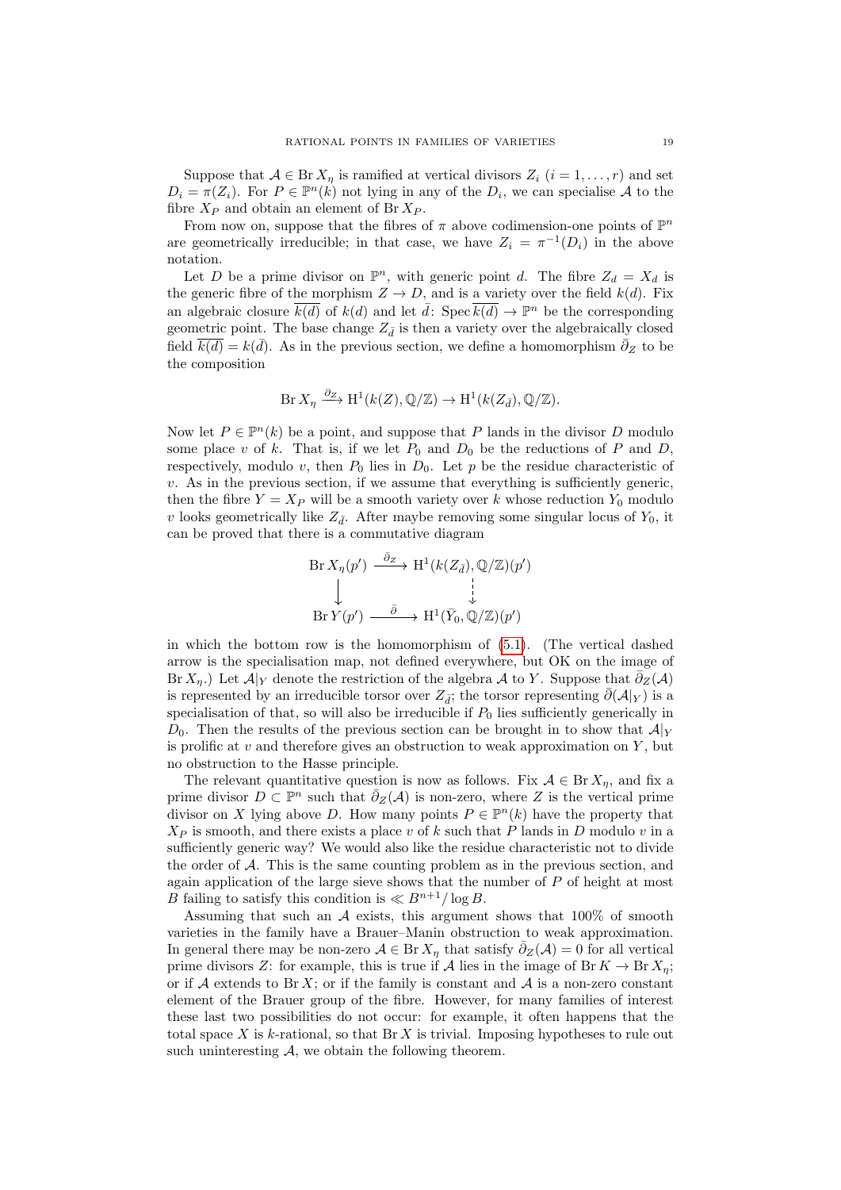Suppose that $\mathcal{A} \in \operatorname{Br} X_\eta$ is ramified at vertical divisors $Z_i$ ($i = 1, \ldots, r$) and set $D_i = \pi(Z_i)$. For $P \in \mathbb{P}^n(k)$ not lying in any of the $D_i$, we can specialise $\mathcal{A}$ to the fibre $X_P$ and obtain an element of $\operatorname{Br} X_P$.

From now on, suppose that the fibres of $\pi$ above codimension-one points of $\mathbb{P}^n$ are geometrically irreducible; in that case, we have $Z_i = \pi^{-1}(D_i)$ in the above notation.

Let $D$ be a prime divisor on $\mathbb{P}^n$, with generic point $d$. The fibre $Z_d = X_d$ is the generic fibre of the morphism $Z \to D$, and is a variety over the field $k(d)$. Fix an algebraic closure $\overline{k(d)}$ of $k(d)$ and let $\bar{d} \colon \operatorname{Spec} \overline{k(d)} \to \mathbb{P}^n$ be the corresponding geometric point. The base change $Z_{\bar{d}}$ is then a variety over the algebraically closed field $\overline{k(d)} = k(\bar{d})$. As in the previous section, we define a homomorphism $\bar{\partial}_Z$ to be the composition

$$\operatorname{Br} X_\eta \xrightarrow{\partial_Z} \mathrm{H}^1(k(Z), \mathbb{Q}/\mathbb{Z}) \to \mathrm{H}^1(k(Z_{\bar{d}}), \mathbb{Q}/\mathbb{Z}).$$

Now let $P \in \mathbb{P}^n(k)$ be a point, and suppose that $P$ lands in the divisor $D$ modulo some place $v$ of $k$. That is, if we let $P_0$ and $D_0$ be the reductions of $P$ and $D$, respectively, modulo $v$, then $P_0$ lies in $D_0$. Let $p$ be the residue characteristic of $v$. As in the previous section, if we assume that everything is sufficiently generic, then the fibre $Y = X_P$ will be a smooth variety over $k$ whose reduction $Y_0$ modulo $v$ looks geometrically like $Z_{\bar{d}}$. After maybe removing some singular locus of $Y_0$, it can be proved that there is a commutative diagram

$$\begin{array}{ccc} \operatorname{Br} X_\eta(p') & \xrightarrow{\bar{\partial}_Z} & \mathrm{H}^1(k(Z_{\bar{d}}), \mathbb{Q}/\mathbb{Z})(p') \\ \downarrow & & \downarrow \\ \operatorname{Br} Y(p') & \xrightarrow{\bar{\partial}} & \mathrm{H}^1(\bar{Y}_0, \mathbb{Q}/\mathbb{Z})(p') \end{array}$$

in which the bottom row is the homomorphism of (5.1). (The vertical dashed arrow is the specialisation map, not defined everywhere, but OK on the image of $\operatorname{Br} X_\eta$.) Let $\mathcal{A}|_Y$ denote the restriction of the algebra $\mathcal{A}$ to $Y$. Suppose that $\bar{\partial}_Z(\mathcal{A})$ is represented by an irreducible torsor over $Z_{\bar{d}}$; the torsor representing $\bar{\partial}(\mathcal{A}|_Y)$ is a specialisation of that, so will also be irreducible if $P_0$ lies sufficiently generically in $D_0$. Then the results of the previous section can be brought in to show that $\mathcal{A}|_Y$ is prolific at $v$ and therefore gives an obstruction to weak approximation on $Y$, but no obstruction to the Hasse principle.

The relevant quantitative question is now as follows. Fix $\mathcal{A} \in \operatorname{Br} X_\eta$, and fix a prime divisor $D \subset \mathbb{P}^n$ such that $\bar{\partial}_Z(\mathcal{A})$ is non-zero, where $Z$ is the vertical prime divisor on $X$ lying above $D$. How many points $P \in \mathbb{P}^n(k)$ have the property that $X_P$ is smooth, and there exists a place $v$ of $k$ such that $P$ lands in $D$ modulo $v$ in a sufficiently generic way? We would also like the residue characteristic not to divide the order of $\mathcal{A}$. This is the same counting problem as in the previous section, and again application of the large sieve shows that the number of $P$ of height at most $B$ failing to satisfy this condition is $\ll B^{n+1}/\log B$.

Assuming that such an $\mathcal{A}$ exists, this argument shows that 100% of smooth varieties in the family have a Brauer–Manin obstruction to weak approximation. In general there may be non-zero $\mathcal{A} \in \operatorname{Br} X_\eta$ that satisfy $\bar{\partial}_Z(\mathcal{A}) = 0$ for all vertical prime divisors $Z$: for example, this is true if $\mathcal{A}$ lies in the image of $\operatorname{Br} K \to \operatorname{Br} X_\eta$; or if $\mathcal{A}$ extends to $\operatorname{Br} X$; or if the family is constant and $\mathcal{A}$ is a non-zero constant element of the Brauer group of the fibre. However, for many families of interest these last two possibilities do not occur: for example, it often happens that the total space $X$ is $k$-rational, so that $\operatorname{Br} X$ is trivial. Imposing hypotheses to rule out such uninteresting $\mathcal{A}$, we obtain the following theorem.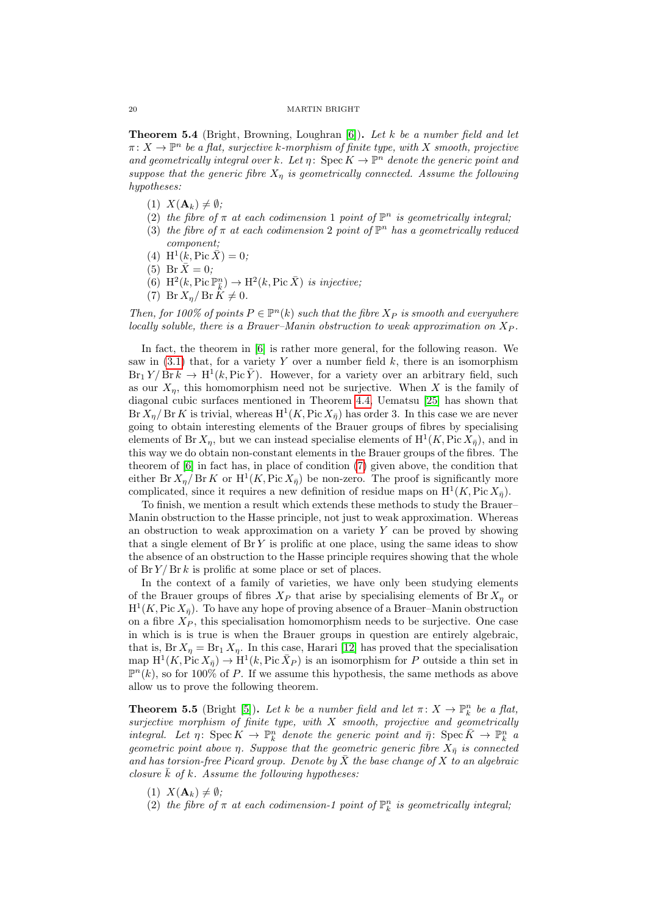**Theorem 5.4** (Bright, Browning, Loughran [6])**.** *Let $k$ be a number field and let $\pi\colon X \to \mathbb{P}^n$ be a flat, surjective $k$-morphism of finite type, with $X$ smooth, projective and geometrically integral over $k$. Let $\eta\colon \operatorname{Spec} K \to \mathbb{P}^n$ denote the generic point and suppose that the generic fibre $X_\eta$ is geometrically connected. Assume the following hypotheses:*

1. *$X(\mathbf{A}_k) \neq \emptyset$;*
2. *the fibre of $\pi$ at each codimension 1 point of $\mathbb{P}^n$ is geometrically integral;*
3. *the fibre of $\pi$ at each codimension 2 point of $\mathbb{P}^n$ has a geometrically reduced component;*
4. *$\mathrm{H}^1(k, \operatorname{Pic} \bar{X}) = 0$;*
5. *$\operatorname{Br} \bar{X} = 0$;*
6. *$\mathrm{H}^2(k, \operatorname{Pic} \mathbb{P}^n_{\bar{k}}) \to \mathrm{H}^2(k, \operatorname{Pic} \bar{X})$ is injective;*
7. *$\operatorname{Br} X_\eta / \operatorname{Br} K \neq 0$.*

*Then, for 100% of points $P \in \mathbb{P}^n(k)$ such that the fibre $X_P$ is smooth and everywhere locally soluble, there is a Brauer–Manin obstruction to weak approximation on $X_P$.*

In fact, the theorem in [6] is rather more general, for the following reason. We saw in (3.1) that, for a variety $Y$ over a number field $k$, there is an isomorphism $\operatorname{Br}_1 Y / \operatorname{Br} k \to \mathrm{H}^1(k, \operatorname{Pic} \bar{Y})$. However, for a variety over an arbitrary field, such as our $X_\eta$, this homomorphism need not be surjective. When $X$ is the family of diagonal cubic surfaces mentioned in Theorem 4.4, Uematsu [25] has shown that $\operatorname{Br} X_\eta / \operatorname{Br} K$ is trivial, whereas $\mathrm{H}^1(K, \operatorname{Pic} X_{\bar{\eta}})$ has order 3. In this case we are never going to obtain interesting elements of the Brauer groups of fibres by specialising elements of $\operatorname{Br} X_\eta$, but we can instead specialise elements of $\mathrm{H}^1(K, \operatorname{Pic} X_{\bar{\eta}})$, and in this way we do obtain non-constant elements in the Brauer groups of the fibres. The theorem of [6] in fact has, in place of condition (7) given above, the condition that either $\operatorname{Br} X_\eta / \operatorname{Br} K$ or $\mathrm{H}^1(K, \operatorname{Pic} X_{\bar{\eta}})$ be non-zero. The proof is significantly more complicated, since it requires a new definition of residue maps on $\mathrm{H}^1(K, \operatorname{Pic} X_{\bar{\eta}})$.

To finish, we mention a result which extends these methods to study the Brauer–Manin obstruction to the Hasse principle, not just to weak approximation. Whereas an obstruction to weak approximation on a variety $Y$ can be proved by showing that a single element of $\operatorname{Br} Y$ is prolific at one place, using the same ideas to show the absence of an obstruction to the Hasse principle requires showing that the whole of $\operatorname{Br} Y / \operatorname{Br} k$ is prolific at some place or set of places.

In the context of a family of varieties, we have only been studying elements of the Brauer groups of fibres $X_P$ that arise by specialising elements of $\operatorname{Br} X_\eta$ or $\mathrm{H}^1(K, \operatorname{Pic} X_{\bar{\eta}})$. To have any hope of proving absence of a Brauer–Manin obstruction on a fibre $X_P$, this specialisation homomorphism needs to be surjective. One case in which is is true is when the Brauer groups in question are entirely algebraic, that is, $\operatorname{Br} X_\eta = \operatorname{Br}_1 X_\eta$. In this case, Harari [12] has proved that the specialisation map $\mathrm{H}^1(K, \operatorname{Pic} X_{\bar{\eta}}) \to \mathrm{H}^1(k, \operatorname{Pic} \bar{X}_P)$ is an isomorphism for $P$ outside a thin set in $\mathbb{P}^n(k)$, so for 100% of $P$. If we assume this hypothesis, the same methods as above allow us to prove the following theorem.

**Theorem 5.5** (Bright [5])**.** *Let $k$ be a number field and let $\pi\colon X \to \mathbb{P}^n_k$ be a flat, surjective morphism of finite type, with $X$ smooth, projective and geometrically integral. Let $\eta\colon \operatorname{Spec} K \to \mathbb{P}^n_k$ denote the generic point and $\bar{\eta}\colon \operatorname{Spec} \bar{K} \to \mathbb{P}^n_k$ a geometric point above $\eta$. Suppose that the geometric generic fibre $X_{\bar{\eta}}$ is connected and has torsion-free Picard group. Denote by $\bar{X}$ the base change of $X$ to an algebraic closure $\bar{k}$ of $k$. Assume the following hypotheses:*

1. *$X(\mathbf{A}_k) \neq \emptyset$;*
2. *the fibre of $\pi$ at each codimension-1 point of $\mathbb{P}^n_k$ is geometrically integral;*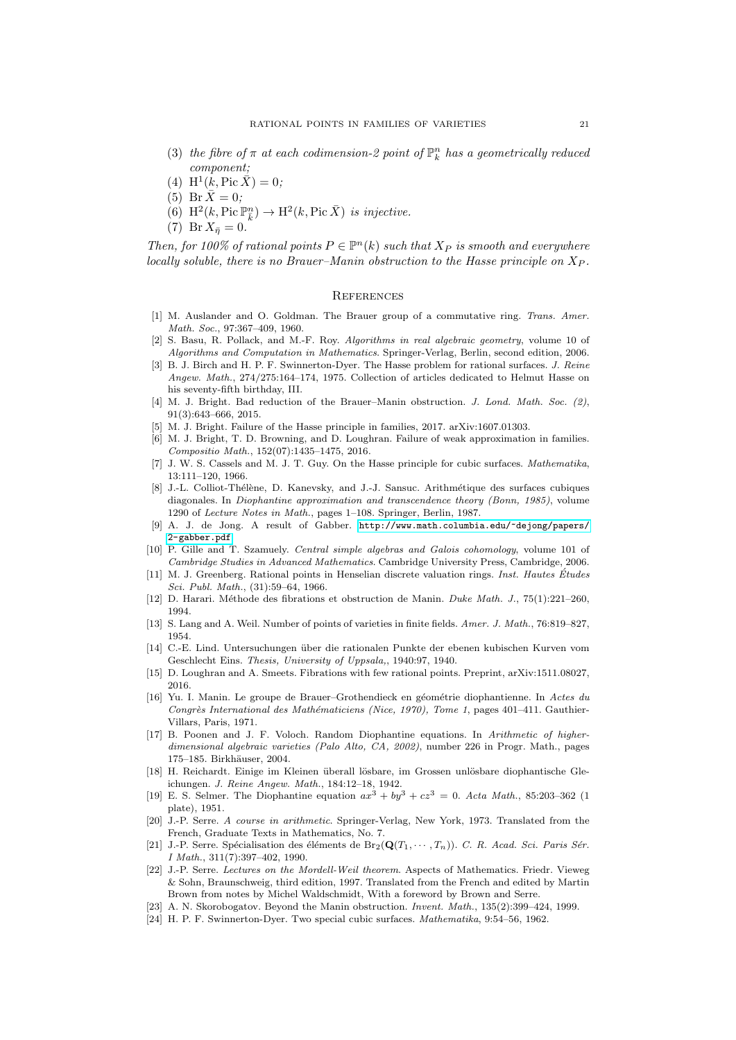(3) *the fibre of $\pi$ at each codimension-2 point of $\mathbb{P}^n_k$ has a geometrically reduced component;*
(4) $\mathrm{H}^1(k, \operatorname{Pic} \bar{X}) = 0$*;*
(5) $\operatorname{Br} \bar{X} = 0$*;*
(6) $\mathrm{H}^2(k, \operatorname{Pic} \mathbb{P}^n_{\bar{k}}) \to \mathrm{H}^2(k, \operatorname{Pic} \bar{X})$ *is injective.*
(7) $\operatorname{Br} X_{\bar{\eta}} = 0$.

*Then, for 100% of rational points $P \in \mathbb{P}^n(k)$ such that $X_P$ is smooth and everywhere locally soluble, there is no Brauer–Manin obstruction to the Hasse principle on $X_P$.*

## References

[1] M. Auslander and O. Goldman. The Brauer group of a commutative ring. *Trans. Amer. Math. Soc.*, 97:367–409, 1960.

[2] S. Basu, R. Pollack, and M.-F. Roy. *Algorithms in real algebraic geometry*, volume 10 of *Algorithms and Computation in Mathematics*. Springer-Verlag, Berlin, second edition, 2006.

[3] B. J. Birch and H. P. F. Swinnerton-Dyer. The Hasse problem for rational surfaces. *J. Reine Angew. Math.*, 274/275:164–174, 1975. Collection of articles dedicated to Helmut Hasse on his seventy-fifth birthday, III.

[4] M. J. Bright. Bad reduction of the Brauer–Manin obstruction. *J. Lond. Math. Soc. (2)*, 91(3):643–666, 2015.

[5] M. J. Bright. Failure of the Hasse principle in families, 2017. arXiv:1607.01303.

[6] M. J. Bright, T. D. Browning, and D. Loughran. Failure of weak approximation in families. *Compositio Math.*, 152(07):1435–1475, 2016.

[7] J. W. S. Cassels and M. J. T. Guy. On the Hasse principle for cubic surfaces. *Mathematika*, 13:111–120, 1966.

[8] J.-L. Colliot-Thélène, D. Kanevsky, and J.-J. Sansuc. Arithmétique des surfaces cubiques diagonales. In *Diophantine approximation and transcendence theory (Bonn, 1985)*, volume 1290 of *Lecture Notes in Math.*, pages 1–108. Springer, Berlin, 1987.

[9] A. J. de Jong. A result of Gabber. http://www.math.columbia.edu/~dejong/papers/2-gabber.pdf.

[10] P. Gille and T. Szamuely. *Central simple algebras and Galois cohomology*, volume 101 of *Cambridge Studies in Advanced Mathematics*. Cambridge University Press, Cambridge, 2006.

[11] M. J. Greenberg. Rational points in Henselian discrete valuation rings. *Inst. Hautes Études Sci. Publ. Math.*, (31):59–64, 1966.

[12] D. Harari. Méthode des fibrations et obstruction de Manin. *Duke Math. J.*, 75(1):221–260, 1994.

[13] S. Lang and A. Weil. Number of points of varieties in finite fields. *Amer. J. Math.*, 76:819–827, 1954.

[14] C.-E. Lind. Untersuchungen über die rationalen Punkte der ebenen kubischen Kurven vom Geschlecht Eins. *Thesis, University of Uppsala,*, 1940:97, 1940.

[15] D. Loughran and A. Smeets. Fibrations with few rational points. Preprint, arXiv:1511.08027, 2016.

[16] Yu. I. Manin. Le groupe de Brauer–Grothendieck en géométrie diophantienne. In *Actes du Congrès International des Mathématiciens (Nice, 1970), Tome 1*, pages 401–411. Gauthier-Villars, Paris, 1971.

[17] B. Poonen and J. F. Voloch. Random Diophantine equations. In *Arithmetic of higher-dimensional algebraic varieties (Palo Alto, CA, 2002)*, number 226 in Progr. Math., pages 175–185. Birkhäuser, 2004.

[18] H. Reichardt. Einige im Kleinen überall lösbare, im Grossen unlösbare diophantische Gleichungen. *J. Reine Angew. Math.*, 184:12–18, 1942.

[19] E. S. Selmer. The Diophantine equation $ax^3 + by^3 + cz^3 = 0$. *Acta Math.*, 85:203–362 (1 plate), 1951.

[20] J.-P. Serre. *A course in arithmetic*. Springer-Verlag, New York, 1973. Translated from the French, Graduate Texts in Mathematics, No. 7.

[21] J.-P. Serre. Spécialisation des éléments de $\mathrm{Br}_2(\mathbf{Q}(T_1, \cdots, T_n))$. *C. R. Acad. Sci. Paris Sér. I Math.*, 311(7):397–402, 1990.

[22] J.-P. Serre. *Lectures on the Mordell-Weil theorem*. Aspects of Mathematics. Friedr. Vieweg & Sohn, Braunschweig, third edition, 1997. Translated from the French and edited by Martin Brown from notes by Michel Waldschmidt, With a foreword by Brown and Serre.

[23] A. N. Skorobogatov. Beyond the Manin obstruction. *Invent. Math.*, 135(2):399–424, 1999.

[24] H. P. F. Swinnerton-Dyer. Two special cubic surfaces. *Mathematika*, 9:54–56, 1962.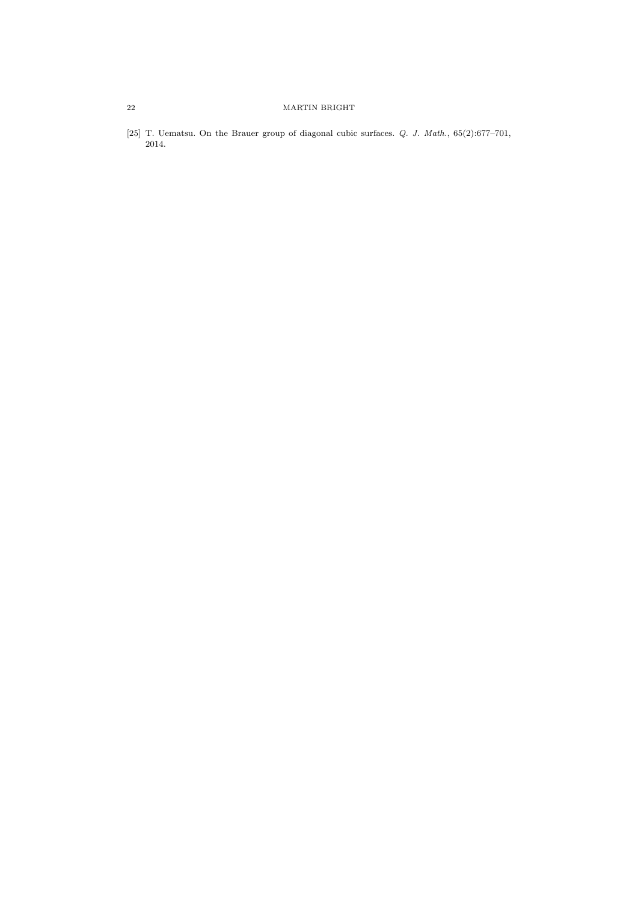[25] T. Uematsu. On the Brauer group of diagonal cubic surfaces. *Q. J. Math.*, 65(2):677–701, 2014.